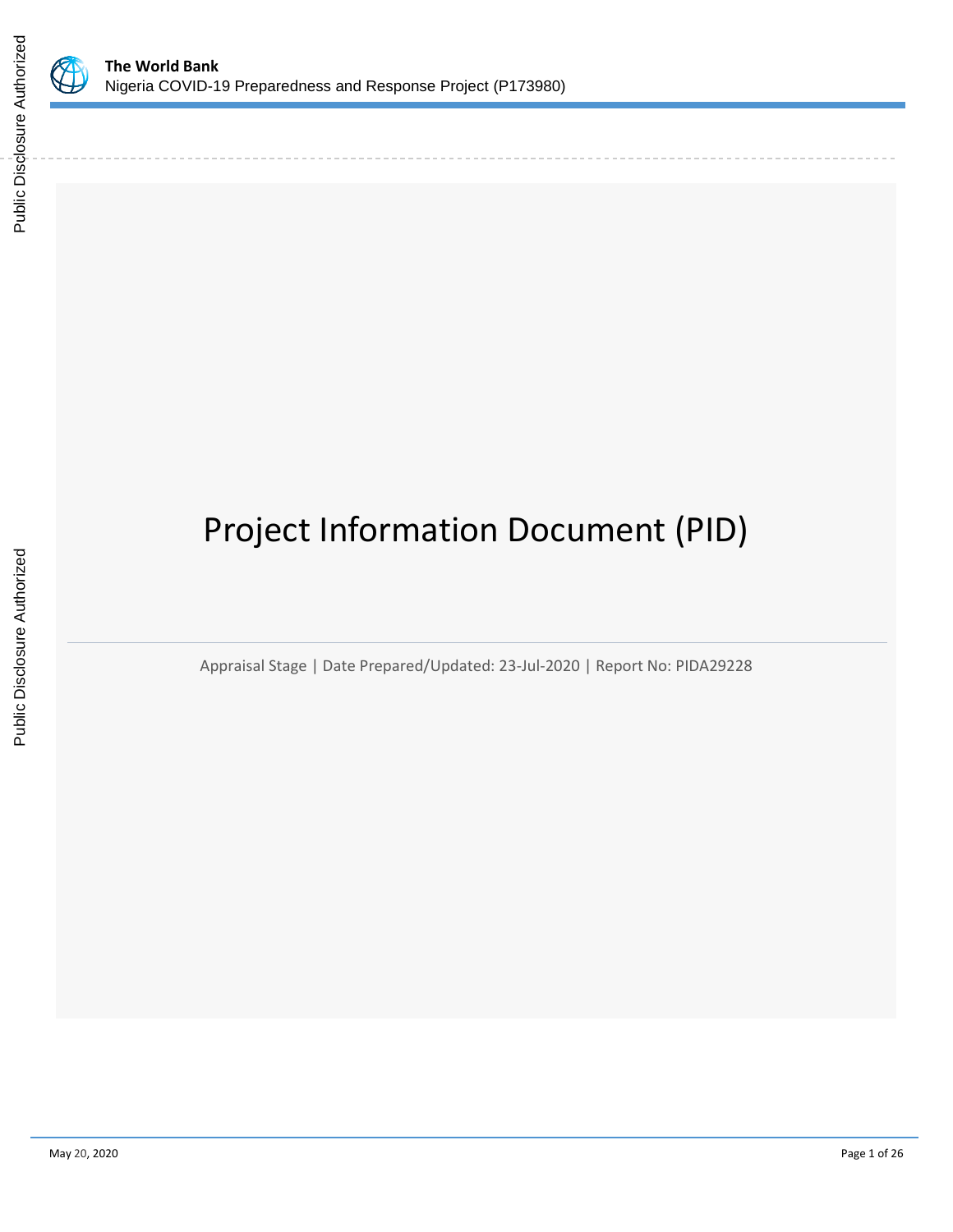# Project Information Document (PID)

Appraisal Stage | Date Prepared/Updated: 23-Jul-2020 | Report No: PIDA29228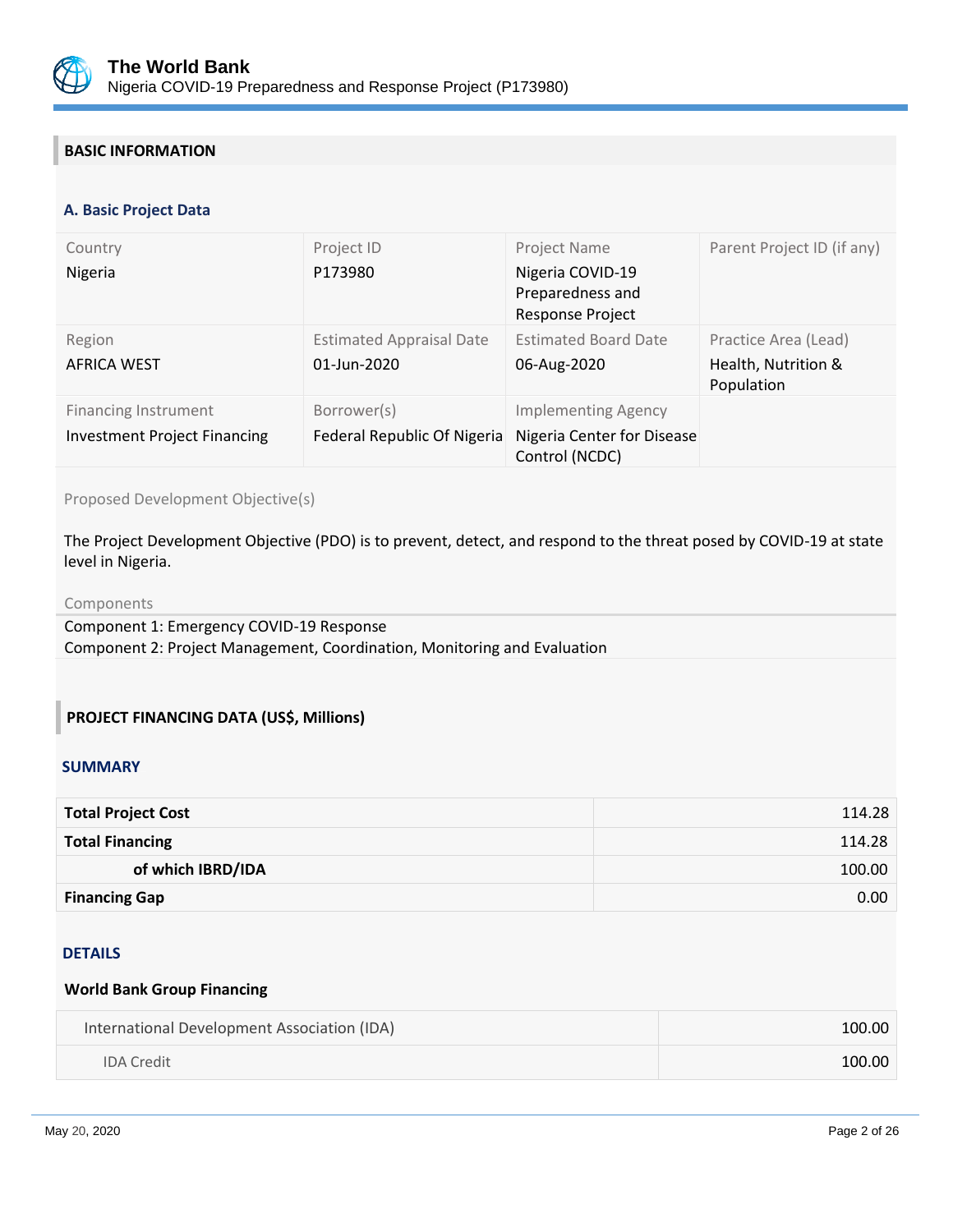## BASIC INFORMATION

### A. Basic Project Data

| Country | Project ID | Project Name | Parent Project ID (if any) |
|---|---|---|---|
| Nigeria | P173980 | Nigeria COVID-19 Preparedness and Response Project | |
| **Region** | **Estimated Appraisal Date** | **Estimated Board Date** | **Practice Area (Lead)** |
| AFRICA WEST | 01-Jun-2020 | 06-Aug-2020 | Health, Nutrition & Population |
| **Financing Instrument** | **Borrower(s)** | **Implementing Agency** | |
| Investment Project Financing | Federal Republic Of Nigeria | Nigeria Center for Disease Control (NCDC) | |

Proposed Development Objective(s)

The Project Development Objective (PDO) is to prevent, detect, and respond to the threat posed by COVID-19 at state level in Nigeria.

Components

Component 1: Emergency COVID-19 Response
Component 2: Project Management, Coordination, Monitoring and Evaluation

## PROJECT FINANCING DATA (US$, Millions)

### SUMMARY

| | |
|---|---|
| **Total Project Cost** | 114.28 |
| **Total Financing** | 114.28 |
| **of which IBRD/IDA** | 100.00 |
| **Financing Gap** | 0.00 |

### DETAILS

**World Bank Group Financing**

| | |
|---|---|
| International Development Association (IDA) | 100.00 |
| IDA Credit | 100.00 |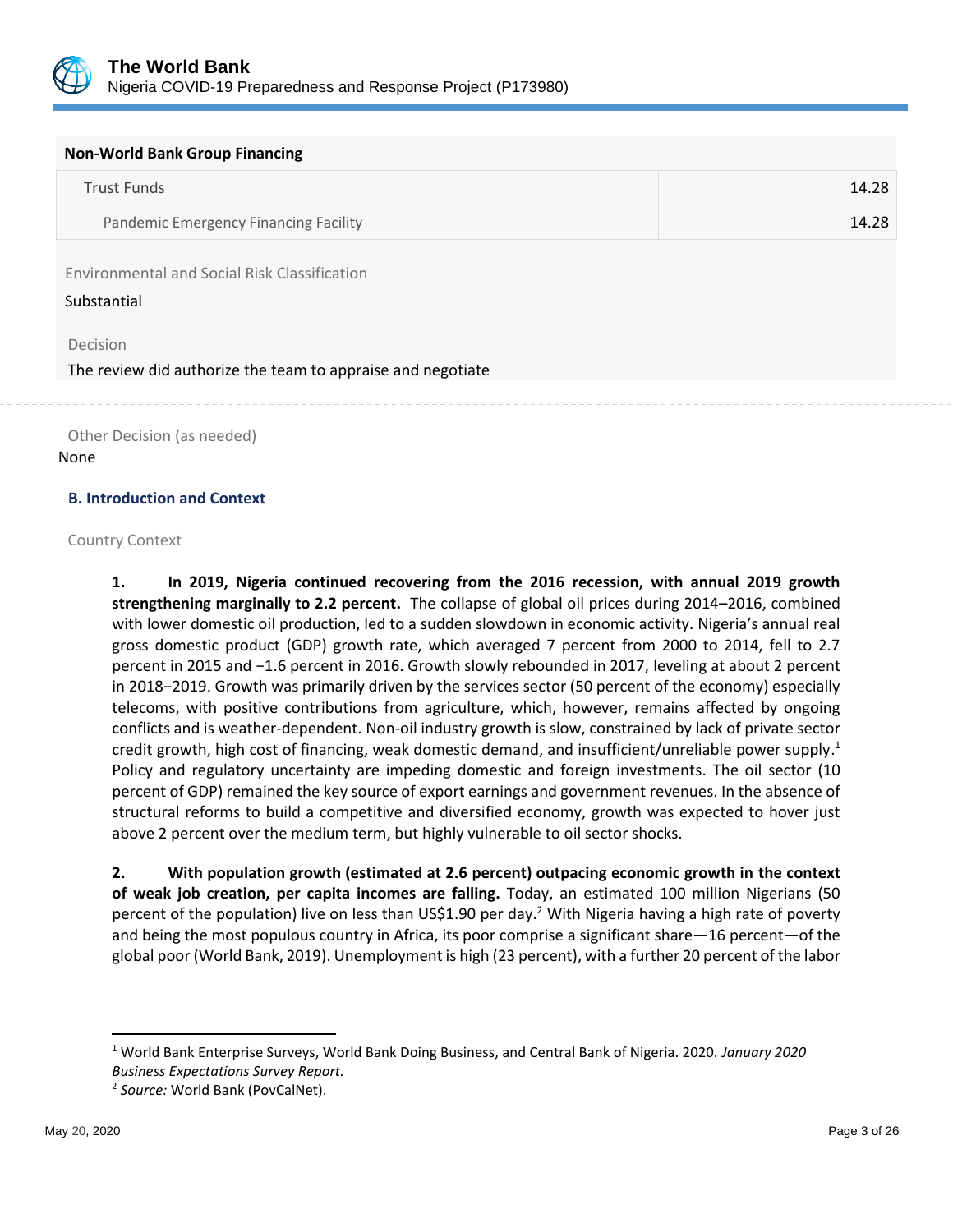| Non-World Bank Group Financing | |
| --- | --- |
| Trust Funds | 14.28 |
| Pandemic Emergency Financing Facility | 14.28 |

Environmental and Social Risk Classification

Substantial

Decision

The review did authorize the team to appraise and negotiate

Other Decision (as needed)

None

## B. Introduction and Context

### Country Context

1. **In 2019, Nigeria continued recovering from the 2016 recession, with annual 2019 growth strengthening marginally to 2.2 percent.** The collapse of global oil prices during 2014–2016, combined with lower domestic oil production, led to a sudden slowdown in economic activity. Nigeria's annual real gross domestic product (GDP) growth rate, which averaged 7 percent from 2000 to 2014, fell to 2.7 percent in 2015 and −1.6 percent in 2016. Growth slowly rebounded in 2017, leveling at about 2 percent in 2018−2019. Growth was primarily driven by the services sector (50 percent of the economy) especially telecoms, with positive contributions from agriculture, which, however, remains affected by ongoing conflicts and is weather-dependent. Non-oil industry growth is slow, constrained by lack of private sector credit growth, high cost of financing, weak domestic demand, and insufficient/unreliable power supply.[1] Policy and regulatory uncertainty are impeding domestic and foreign investments. The oil sector (10 percent of GDP) remained the key source of export earnings and government revenues. In the absence of structural reforms to build a competitive and diversified economy, growth was expected to hover just above 2 percent over the medium term, but highly vulnerable to oil sector shocks.

2. **With population growth (estimated at 2.6 percent) outpacing economic growth in the context of weak job creation, per capita incomes are falling.** Today, an estimated 100 million Nigerians (50 percent of the population) live on less than US$1.90 per day.[2] With Nigeria having a high rate of poverty and being the most populous country in Africa, its poor comprise a significant share—16 percent—of the global poor (World Bank, 2019). Unemployment is high (23 percent), with a further 20 percent of the labor

---

[1] World Bank Enterprise Surveys, World Bank Doing Business, and Central Bank of Nigeria. 2020. *January 2020 Business Expectations Survey Report.*

[2] *Source:* World Bank (PovCalNet).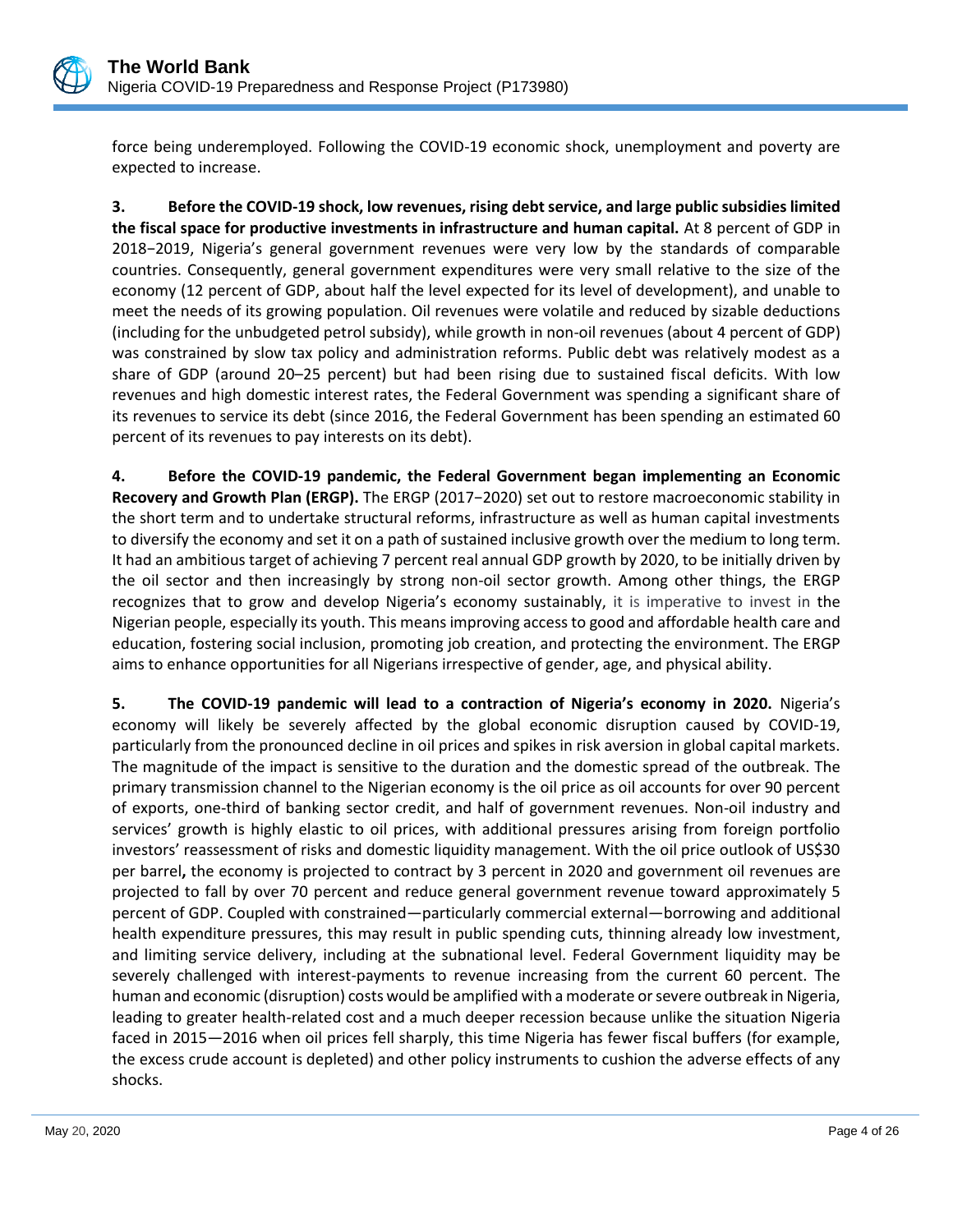force being underemployed. Following the COVID-19 economic shock, unemployment and poverty are expected to increase.

**3. Before the COVID-19 shock, low revenues, rising debt service, and large public subsidies limited the fiscal space for productive investments in infrastructure and human capital.** At 8 percent of GDP in 2018−2019, Nigeria's general government revenues were very low by the standards of comparable countries. Consequently, general government expenditures were very small relative to the size of the economy (12 percent of GDP, about half the level expected for its level of development), and unable to meet the needs of its growing population. Oil revenues were volatile and reduced by sizable deductions (including for the unbudgeted petrol subsidy), while growth in non-oil revenues (about 4 percent of GDP) was constrained by slow tax policy and administration reforms. Public debt was relatively modest as a share of GDP (around 20–25 percent) but had been rising due to sustained fiscal deficits. With low revenues and high domestic interest rates, the Federal Government was spending a significant share of its revenues to service its debt (since 2016, the Federal Government has been spending an estimated 60 percent of its revenues to pay interests on its debt).

**4. Before the COVID-19 pandemic, the Federal Government began implementing an Economic Recovery and Growth Plan (ERGP).** The ERGP (2017−2020) set out to restore macroeconomic stability in the short term and to undertake structural reforms, infrastructure as well as human capital investments to diversify the economy and set it on a path of sustained inclusive growth over the medium to long term. It had an ambitious target of achieving 7 percent real annual GDP growth by 2020, to be initially driven by the oil sector and then increasingly by strong non-oil sector growth. Among other things, the ERGP recognizes that to grow and develop Nigeria's economy sustainably, it is imperative to invest in the Nigerian people, especially its youth. This means improving access to good and affordable health care and education, fostering social inclusion, promoting job creation, and protecting the environment. The ERGP aims to enhance opportunities for all Nigerians irrespective of gender, age, and physical ability.

**5. The COVID-19 pandemic will lead to a contraction of Nigeria's economy in 2020.** Nigeria's economy will likely be severely affected by the global economic disruption caused by COVID-19, particularly from the pronounced decline in oil prices and spikes in risk aversion in global capital markets. The magnitude of the impact is sensitive to the duration and the domestic spread of the outbreak. The primary transmission channel to the Nigerian economy is the oil price as oil accounts for over 90 percent of exports, one-third of banking sector credit, and half of government revenues. Non-oil industry and services' growth is highly elastic to oil prices, with additional pressures arising from foreign portfolio investors' reassessment of risks and domestic liquidity management. With the oil price outlook of US$30 per barrel**,** the economy is projected to contract by 3 percent in 2020 and government oil revenues are projected to fall by over 70 percent and reduce general government revenue toward approximately 5 percent of GDP. Coupled with constrained—particularly commercial external—borrowing and additional health expenditure pressures, this may result in public spending cuts, thinning already low investment, and limiting service delivery, including at the subnational level. Federal Government liquidity may be severely challenged with interest-payments to revenue increasing from the current 60 percent. The human and economic (disruption) costs would be amplified with a moderate or severe outbreak in Nigeria, leading to greater health-related cost and a much deeper recession because unlike the situation Nigeria faced in 2015—2016 when oil prices fell sharply, this time Nigeria has fewer fiscal buffers (for example, the excess crude account is depleted) and other policy instruments to cushion the adverse effects of any shocks.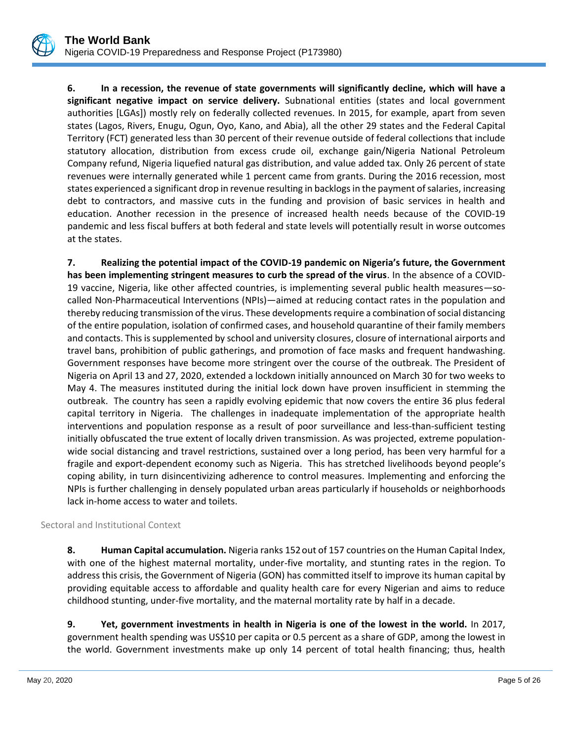**6. In a recession, the revenue of state governments will significantly decline, which will have a significant negative impact on service delivery.** Subnational entities (states and local government authorities [LGAs]) mostly rely on federally collected revenues. In 2015, for example, apart from seven states (Lagos, Rivers, Enugu, Ogun, Oyo, Kano, and Abia), all the other 29 states and the Federal Capital Territory (FCT) generated less than 30 percent of their revenue outside of federal collections that include statutory allocation, distribution from excess crude oil, exchange gain/Nigeria National Petroleum Company refund, Nigeria liquefied natural gas distribution, and value added tax. Only 26 percent of state revenues were internally generated while 1 percent came from grants. During the 2016 recession, most states experienced a significant drop in revenue resulting in backlogs in the payment of salaries, increasing debt to contractors, and massive cuts in the funding and provision of basic services in health and education. Another recession in the presence of increased health needs because of the COVID-19 pandemic and less fiscal buffers at both federal and state levels will potentially result in worse outcomes at the states.

**7. Realizing the potential impact of the COVID-19 pandemic on Nigeria's future, the Government has been implementing stringent measures to curb the spread of the virus**. In the absence of a COVID-19 vaccine, Nigeria, like other affected countries, is implementing several public health measures—so-called Non-Pharmaceutical Interventions (NPIs)—aimed at reducing contact rates in the population and thereby reducing transmission of the virus. These developments require a combination of social distancing of the entire population, isolation of confirmed cases, and household quarantine of their family members and contacts. This is supplemented by school and university closures, closure of international airports and travel bans, prohibition of public gatherings, and promotion of face masks and frequent handwashing. Government responses have become more stringent over the course of the outbreak. The President of Nigeria on April 13 and 27, 2020, extended a lockdown initially announced on March 30 for two weeks to May 4. The measures instituted during the initial lock down have proven insufficient in stemming the outbreak. The country has seen a rapidly evolving epidemic that now covers the entire 36 plus federal capital territory in Nigeria. The challenges in inadequate implementation of the appropriate health interventions and population response as a result of poor surveillance and less-than-sufficient testing initially obfuscated the true extent of locally driven transmission. As was projected, extreme population-wide social distancing and travel restrictions, sustained over a long period, has been very harmful for a fragile and export-dependent economy such as Nigeria. This has stretched livelihoods beyond people's coping ability, in turn disincentivizing adherence to control measures. Implementing and enforcing the NPIs is further challenging in densely populated urban areas particularly if households or neighborhoods lack in-home access to water and toilets.

## Sectoral and Institutional Context

**8. Human Capital accumulation.** Nigeria ranks 152 out of 157 countries on the Human Capital Index, with one of the highest maternal mortality, under-five mortality, and stunting rates in the region. To address this crisis, the Government of Nigeria (GON) has committed itself to improve its human capital by providing equitable access to affordable and quality health care for every Nigerian and aims to reduce childhood stunting, under-five mortality, and the maternal mortality rate by half in a decade.

**9. Yet, government investments in health in Nigeria is one of the lowest in the world.** In 2017, government health spending was US$10 per capita or 0.5 percent as a share of GDP, among the lowest in the world. Government investments make up only 14 percent of total health financing; thus, health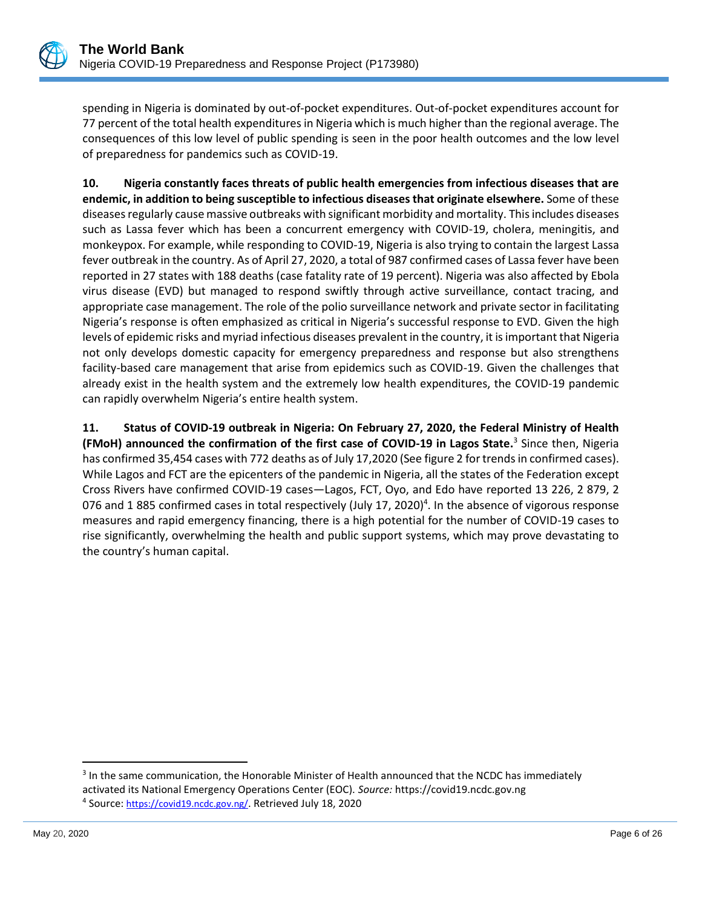spending in Nigeria is dominated by out-of-pocket expenditures. Out-of-pocket expenditures account for 77 percent of the total health expenditures in Nigeria which is much higher than the regional average. The consequences of this low level of public spending is seen in the poor health outcomes and the low level of preparedness for pandemics such as COVID-19.

**10. Nigeria constantly faces threats of public health emergencies from infectious diseases that are endemic, in addition to being susceptible to infectious diseases that originate elsewhere.** Some of these diseases regularly cause massive outbreaks with significant morbidity and mortality. This includes diseases such as Lassa fever which has been a concurrent emergency with COVID-19, cholera, meningitis, and monkeypox. For example, while responding to COVID-19, Nigeria is also trying to contain the largest Lassa fever outbreak in the country. As of April 27, 2020, a total of 987 confirmed cases of Lassa fever have been reported in 27 states with 188 deaths (case fatality rate of 19 percent). Nigeria was also affected by Ebola virus disease (EVD) but managed to respond swiftly through active surveillance, contact tracing, and appropriate case management. The role of the polio surveillance network and private sector in facilitating Nigeria's response is often emphasized as critical in Nigeria's successful response to EVD. Given the high levels of epidemic risks and myriad infectious diseases prevalent in the country, it is important that Nigeria not only develops domestic capacity for emergency preparedness and response but also strengthens facility-based care management that arise from epidemics such as COVID-19. Given the challenges that already exist in the health system and the extremely low health expenditures, the COVID-19 pandemic can rapidly overwhelm Nigeria's entire health system.

**11. Status of COVID-19 outbreak in Nigeria: On February 27, 2020, the Federal Ministry of Health (FMoH) announced the confirmation of the first case of COVID-19 in Lagos State.**[3] Since then, Nigeria has confirmed 35,454 cases with 772 deaths as of July 17,2020 (See figure 2 for trends in confirmed cases). While Lagos and FCT are the epicenters of the pandemic in Nigeria, all the states of the Federation except Cross Rivers have confirmed COVID-19 cases—Lagos, FCT, Oyo, and Edo have reported 13 226, 2 879, 2 076 and 1 885 confirmed cases in total respectively (July 17, 2020)[4]. In the absence of vigorous response measures and rapid emergency financing, there is a high potential for the number of COVID-19 cases to rise significantly, overwhelming the health and public support systems, which may prove devastating to the country's human capital.

---

[3] In the same communication, the Honorable Minister of Health announced that the NCDC has immediately activated its National Emergency Operations Center (EOC). *Source:* https://covid19.ncdc.gov.ng

[4] Source: https://covid19.ncdc.gov.ng/. Retrieved July 18, 2020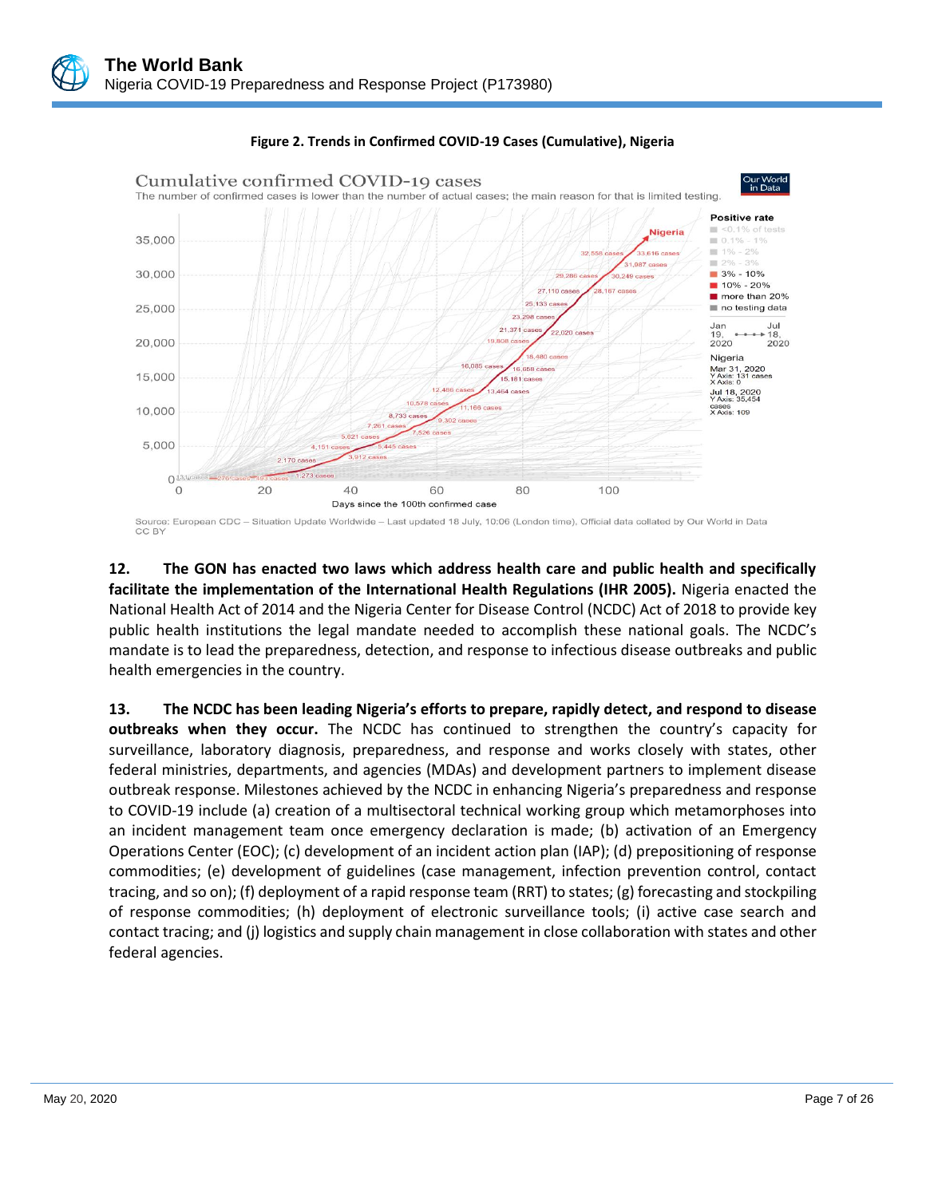**Figure 2. Trends in Confirmed COVID-19 Cases (Cumulative), Nigeria**

Cumulative confirmed COVID-19 cases

The number of confirmed cases is lower than the number of actual cases; the main reason for that is limited testing.

Our World in Data

Positive rate
<0.1% of tests
0.1% - 1%
1% - 2%
2% - 3%
3% - 10%
10% - 20%
more than 20%
no testing data

Jan 19, 2020 → Jul 18, 2020

Nigeria
Mar 31, 2020
Y Axis: 131 cases
X Axis: 0
Jul 18, 2020
Y Axis: 35,454 cases
X Axis: 109

Nigeria

35,000
30,000
25,000
20,000
15,000
10,000
5,000
0

0 20 40 60 80 100

Days since the 100th confirmed case

131 cases, 276 cases, 493 cases, 1,273 cases, 2,170 cases, 3,912 cases, 4,151 cases, 5,445 cases, 5,621 cases, 7,261 cases, 7,526 cases, 8,733 cases, 9,302 cases, 10,578 cases, 11,166 cases, 12,486 cases, 13,464 cases, 15,181 cases, 16,085 cases, 16,658 cases, 18,480 cases, 19,808 cases, 21,371 cases, 22,020 cases, 23,298 cases, 25,133 cases, 27,110 cases, 28,167 cases, 29,286 cases, 30,249 cases, 31,987 cases, 32,558 cases, 33,616 cases

Source: European CDC – Situation Update Worldwide – Last updated 18 July, 10:06 (London time), Official data collated by Our World in Data
CC BY

12. **The GON has enacted two laws which address health care and public health and specifically facilitate the implementation of the International Health Regulations (IHR 2005).** Nigeria enacted the National Health Act of 2014 and the Nigeria Center for Disease Control (NCDC) Act of 2018 to provide key public health institutions the legal mandate needed to accomplish these national goals. The NCDC's mandate is to lead the preparedness, detection, and response to infectious disease outbreaks and public health emergencies in the country.

13. **The NCDC has been leading Nigeria's efforts to prepare, rapidly detect, and respond to disease outbreaks when they occur.** The NCDC has continued to strengthen the country's capacity for surveillance, laboratory diagnosis, preparedness, and response and works closely with states, other federal ministries, departments, and agencies (MDAs) and development partners to implement disease outbreak response. Milestones achieved by the NCDC in enhancing Nigeria's preparedness and response to COVID-19 include (a) creation of a multisectoral technical working group which metamorphoses into an incident management team once emergency declaration is made; (b) activation of an Emergency Operations Center (EOC); (c) development of an incident action plan (IAP); (d) prepositioning of response commodities; (e) development of guidelines (case management, infection prevention control, contact tracing, and so on); (f) deployment of a rapid response team (RRT) to states; (g) forecasting and stockpiling of response commodities; (h) deployment of electronic surveillance tools; (i) active case search and contact tracing; and (j) logistics and supply chain management in close collaboration with states and other federal agencies.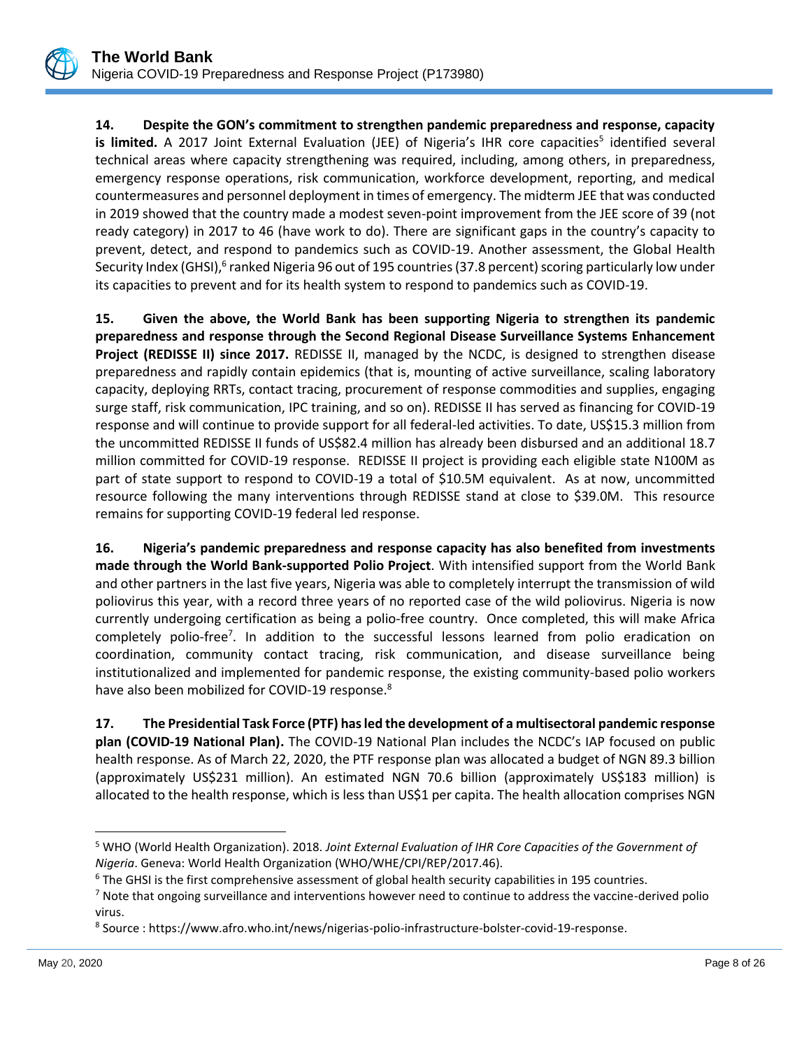**14. Despite the GON's commitment to strengthen pandemic preparedness and response, capacity is limited.** A 2017 Joint External Evaluation (JEE) of Nigeria's IHR core capacities[5] identified several technical areas where capacity strengthening was required, including, among others, in preparedness, emergency response operations, risk communication, workforce development, reporting, and medical countermeasures and personnel deployment in times of emergency. The midterm JEE that was conducted in 2019 showed that the country made a modest seven-point improvement from the JEE score of 39 (not ready category) in 2017 to 46 (have work to do). There are significant gaps in the country's capacity to prevent, detect, and respond to pandemics such as COVID-19. Another assessment, the Global Health Security Index (GHSI),[6] ranked Nigeria 96 out of 195 countries (37.8 percent) scoring particularly low under its capacities to prevent and for its health system to respond to pandemics such as COVID-19.

**15. Given the above, the World Bank has been supporting Nigeria to strengthen its pandemic preparedness and response through the Second Regional Disease Surveillance Systems Enhancement Project (REDISSE II) since 2017.** REDISSE II, managed by the NCDC, is designed to strengthen disease preparedness and rapidly contain epidemics (that is, mounting of active surveillance, scaling laboratory capacity, deploying RRTs, contact tracing, procurement of response commodities and supplies, engaging surge staff, risk communication, IPC training, and so on). REDISSE II has served as financing for COVID-19 response and will continue to provide support for all federal-led activities. To date, US$15.3 million from the uncommitted REDISSE II funds of US$82.4 million has already been disbursed and an additional 18.7 million committed for COVID-19 response. REDISSE II project is providing each eligible state N100M as part of state support to respond to COVID-19 a total of $10.5M equivalent. As at now, uncommitted resource following the many interventions through REDISSE stand at close to $39.0M. This resource remains for supporting COVID-19 federal led response.

**16. Nigeria's pandemic preparedness and response capacity has also benefited from investments made through the World Bank-supported Polio Project**. With intensified support from the World Bank and other partners in the last five years, Nigeria was able to completely interrupt the transmission of wild poliovirus this year, with a record three years of no reported case of the wild poliovirus. Nigeria is now currently undergoing certification as being a polio-free country. Once completed, this will make Africa completely polio-free[7]. In addition to the successful lessons learned from polio eradication on coordination, community contact tracing, risk communication, and disease surveillance being institutionalized and implemented for pandemic response, the existing community-based polio workers have also been mobilized for COVID-19 response.[8]

**17. The Presidential Task Force (PTF) has led the development of a multisectoral pandemic response plan (COVID-19 National Plan).** The COVID-19 National Plan includes the NCDC's IAP focused on public health response. As of March 22, 2020, the PTF response plan was allocated a budget of NGN 89.3 billion (approximately US$231 million). An estimated NGN 70.6 billion (approximately US$183 million) is allocated to the health response, which is less than US$1 per capita. The health allocation comprises NGN

---

[5] WHO (World Health Organization). 2018. *Joint External Evaluation of IHR Core Capacities of the Government of Nigeria*. Geneva: World Health Organization (WHO/WHE/CPI/REP/2017.46).

[6] The GHSI is the first comprehensive assessment of global health security capabilities in 195 countries.

[7] Note that ongoing surveillance and interventions however need to continue to address the vaccine-derived polio virus.

[8] Source : https://www.afro.who.int/news/nigerias-polio-infrastructure-bolster-covid-19-response.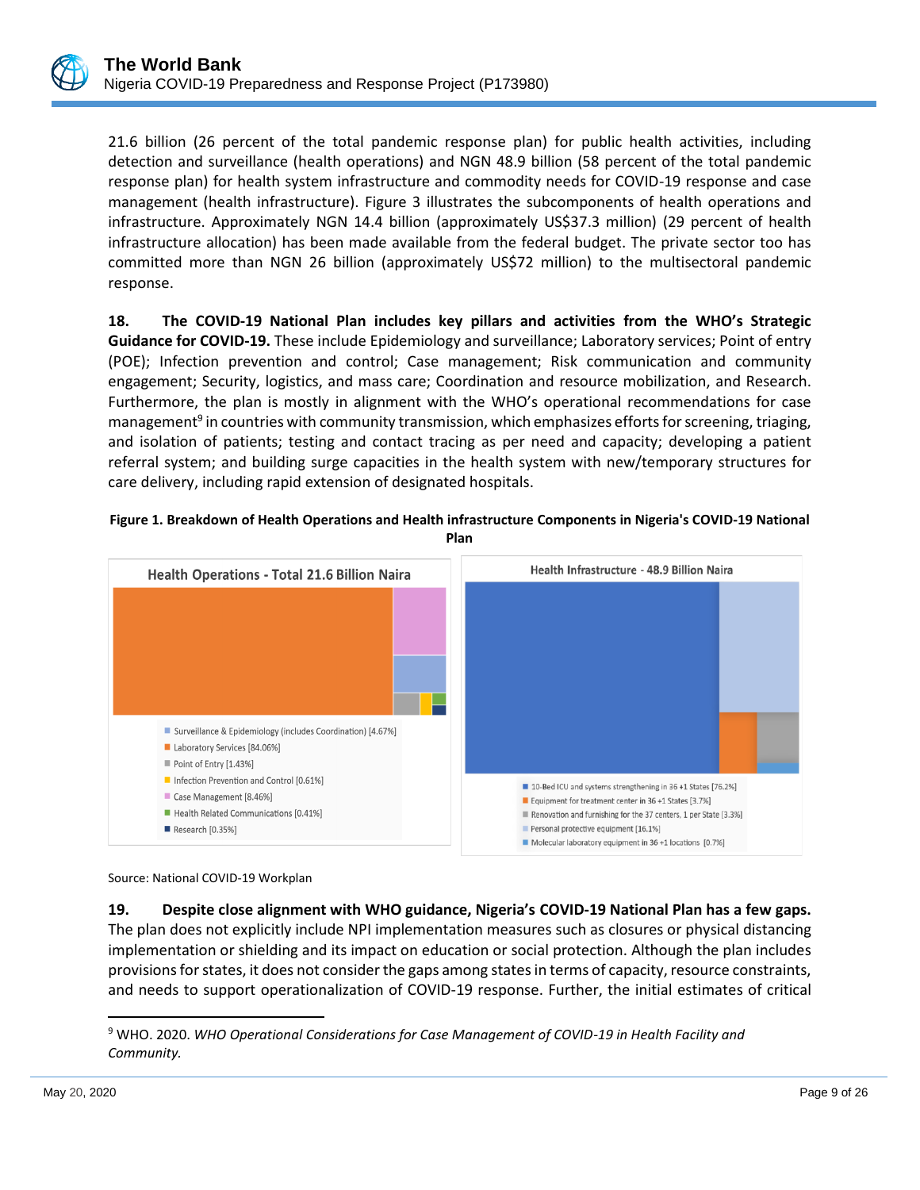21.6 billion (26 percent of the total pandemic response plan) for public health activities, including detection and surveillance (health operations) and NGN 48.9 billion (58 percent of the total pandemic response plan) for health system infrastructure and commodity needs for COVID-19 response and case management (health infrastructure). Figure 3 illustrates the subcomponents of health operations and infrastructure. Approximately NGN 14.4 billion (approximately US$37.3 million) (29 percent of health infrastructure allocation) has been made available from the federal budget. The private sector too has committed more than NGN 26 billion (approximately US$72 million) to the multisectoral pandemic response.

**18. The COVID-19 National Plan includes key pillars and activities from the WHO's Strategic Guidance for COVID-19.** These include Epidemiology and surveillance; Laboratory services; Point of entry (POE); Infection prevention and control; Case management; Risk communication and community engagement; Security, logistics, and mass care; Coordination and resource mobilization, and Research. Furthermore, the plan is mostly in alignment with the WHO's operational recommendations for case management[9] in countries with community transmission, which emphasizes efforts for screening, triaging, and isolation of patients; testing and contact tracing as per need and capacity; developing a patient referral system; and building surge capacities in the health system with new/temporary structures for care delivery, including rapid extension of designated hospitals.

**Figure 1. Breakdown of Health Operations and Health infrastructure Components in Nigeria's COVID-19 National Plan**

Health Operations - Total 21.6 Billion Naira

Surveillance & Epidemiology (includes Coordination) [4.67%]
Laboratory Services [84.06%]
Point of Entry [1.43%]
Infection Prevention and Control [0.61%]
Case Management [8.46%]
Health Related Communications [0.41%]
Research [0.35%]

Health Infrastructure - 48.9 Billion Naira

10-Bed ICU and systems strengthening in 36 +1 States [76.2%]
Equipment for treatment center in 36 +1 States [3.7%]
Renovation and furnishing for the 37 centers, 1 per State [3.3%]
Personal protective equipment [16.1%]
Molecular laboratory equipment in 36 +1 locations [0.7%]

Source: National COVID-19 Workplan

**19. Despite close alignment with WHO guidance, Nigeria's COVID-19 National Plan has a few gaps.** The plan does not explicitly include NPI implementation measures such as closures or physical distancing implementation or shielding and its impact on education or social protection. Although the plan includes provisions for states, it does not consider the gaps among states in terms of capacity, resource constraints, and needs to support operationalization of COVID-19 response. Further, the initial estimates of critical

[9] WHO. 2020. *WHO Operational Considerations for Case Management of COVID-19 in Health Facility and Community.*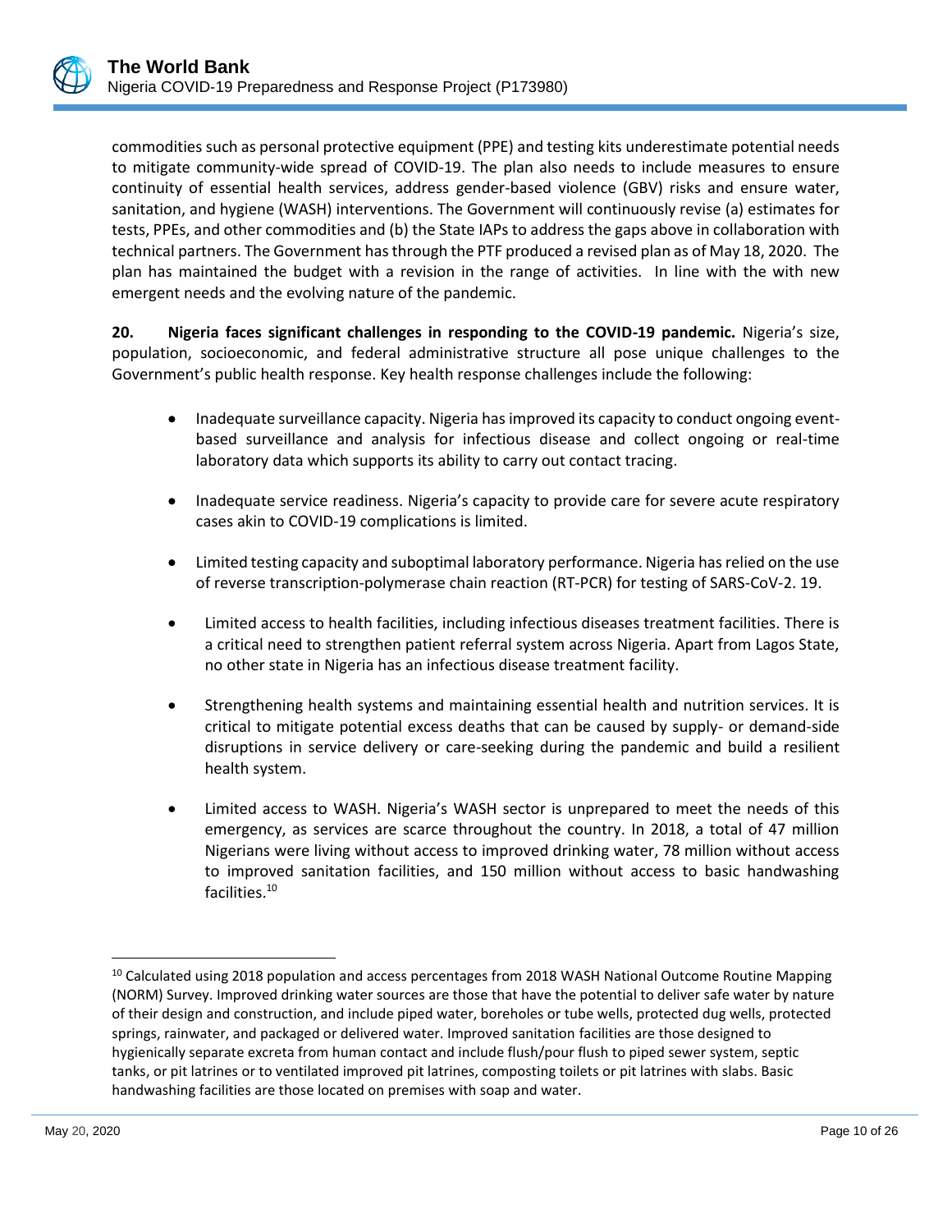commodities such as personal protective equipment (PPE) and testing kits underestimate potential needs to mitigate community-wide spread of COVID-19. The plan also needs to include measures to ensure continuity of essential health services, address gender-based violence (GBV) risks and ensure water, sanitation, and hygiene (WASH) interventions. The Government will continuously revise (a) estimates for tests, PPEs, and other commodities and (b) the State IAPs to address the gaps above in collaboration with technical partners. The Government has through the PTF produced a revised plan as of May 18, 2020. The plan has maintained the budget with a revision in the range of activities. In line with the with new emergent needs and the evolving nature of the pandemic.

**20. Nigeria faces significant challenges in responding to the COVID-19 pandemic.** Nigeria's size, population, socioeconomic, and federal administrative structure all pose unique challenges to the Government's public health response. Key health response challenges include the following:

- Inadequate surveillance capacity. Nigeria has improved its capacity to conduct ongoing event-based surveillance and analysis for infectious disease and collect ongoing or real-time laboratory data which supports its ability to carry out contact tracing.
- Inadequate service readiness. Nigeria's capacity to provide care for severe acute respiratory cases akin to COVID-19 complications is limited.
- Limited testing capacity and suboptimal laboratory performance. Nigeria has relied on the use of reverse transcription-polymerase chain reaction (RT-PCR) for testing of SARS-CoV-2. 19.
- Limited access to health facilities, including infectious diseases treatment facilities. There is a critical need to strengthen patient referral system across Nigeria. Apart from Lagos State, no other state in Nigeria has an infectious disease treatment facility.
- Strengthening health systems and maintaining essential health and nutrition services. It is critical to mitigate potential excess deaths that can be caused by supply- or demand-side disruptions in service delivery or care-seeking during the pandemic and build a resilient health system.
- Limited access to WASH. Nigeria's WASH sector is unprepared to meet the needs of this emergency, as services are scarce throughout the country. In 2018, a total of 47 million Nigerians were living without access to improved drinking water, 78 million without access to improved sanitation facilities, and 150 million without access to basic handwashing facilities.[10]

---

[10] Calculated using 2018 population and access percentages from 2018 WASH National Outcome Routine Mapping (NORM) Survey. Improved drinking water sources are those that have the potential to deliver safe water by nature of their design and construction, and include piped water, boreholes or tube wells, protected dug wells, protected springs, rainwater, and packaged or delivered water. Improved sanitation facilities are those designed to hygienically separate excreta from human contact and include flush/pour flush to piped sewer system, septic tanks, or pit latrines or to ventilated improved pit latrines, composting toilets or pit latrines with slabs. Basic handwashing facilities are those located on premises with soap and water.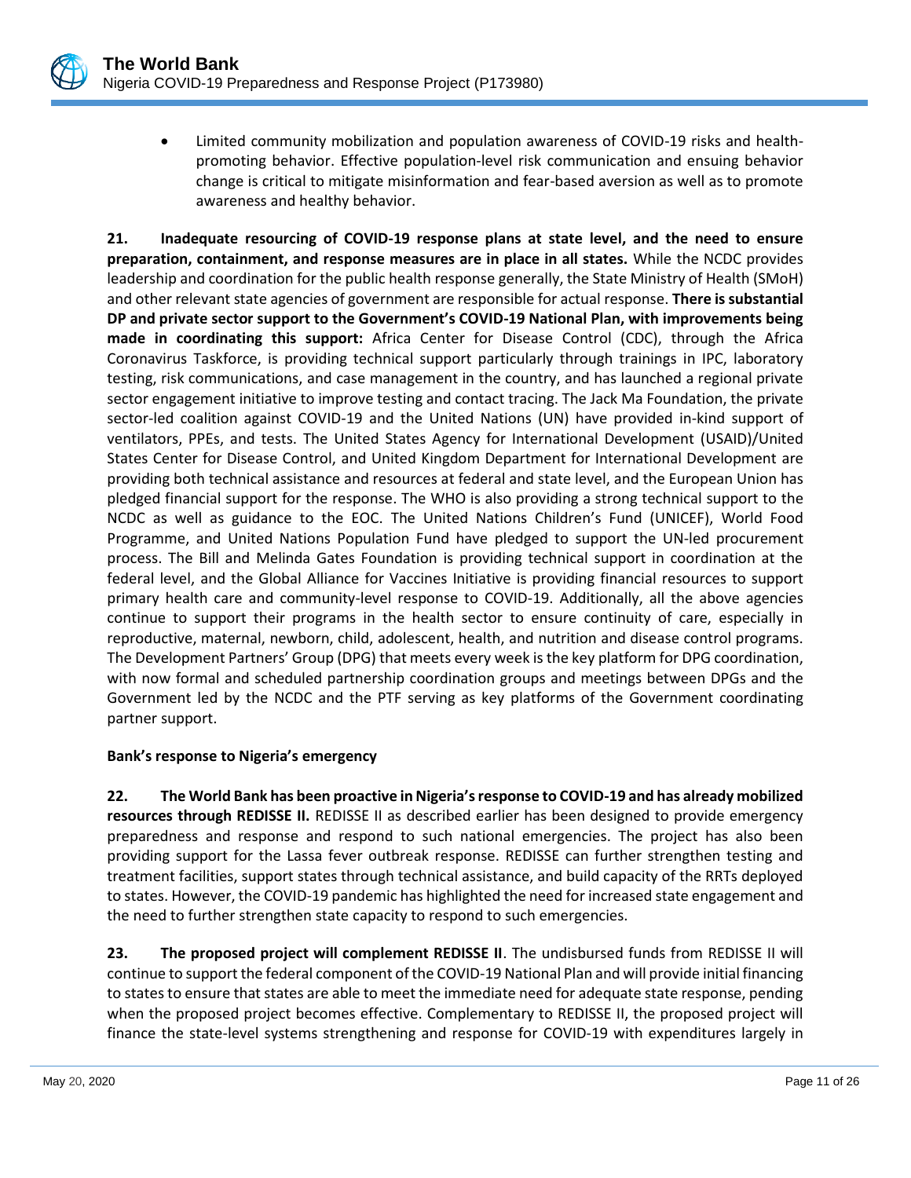- Limited community mobilization and population awareness of COVID-19 risks and health-promoting behavior. Effective population-level risk communication and ensuing behavior change is critical to mitigate misinformation and fear-based aversion as well as to promote awareness and healthy behavior.

**21. Inadequate resourcing of COVID-19 response plans at state level, and the need to ensure preparation, containment, and response measures are in place in all states.** While the NCDC provides leadership and coordination for the public health response generally, the State Ministry of Health (SMoH) and other relevant state agencies of government are responsible for actual response. **There is substantial DP and private sector support to the Government's COVID-19 National Plan, with improvements being made in coordinating this support:** Africa Center for Disease Control (CDC), through the Africa Coronavirus Taskforce, is providing technical support particularly through trainings in IPC, laboratory testing, risk communications, and case management in the country, and has launched a regional private sector engagement initiative to improve testing and contact tracing. The Jack Ma Foundation, the private sector-led coalition against COVID-19 and the United Nations (UN) have provided in-kind support of ventilators, PPEs, and tests. The United States Agency for International Development (USAID)/United States Center for Disease Control, and United Kingdom Department for International Development are providing both technical assistance and resources at federal and state level, and the European Union has pledged financial support for the response. The WHO is also providing a strong technical support to the NCDC as well as guidance to the EOC. The United Nations Children's Fund (UNICEF), World Food Programme, and United Nations Population Fund have pledged to support the UN-led procurement process. The Bill and Melinda Gates Foundation is providing technical support in coordination at the federal level, and the Global Alliance for Vaccines Initiative is providing financial resources to support primary health care and community-level response to COVID-19. Additionally, all the above agencies continue to support their programs in the health sector to ensure continuity of care, especially in reproductive, maternal, newborn, child, adolescent, health, and nutrition and disease control programs. The Development Partners' Group (DPG) that meets every week is the key platform for DPG coordination, with now formal and scheduled partnership coordination groups and meetings between DPGs and the Government led by the NCDC and the PTF serving as key platforms of the Government coordinating partner support.

**Bank's response to Nigeria's emergency**

**22. The World Bank has been proactive in Nigeria's response to COVID-19 and has already mobilized resources through REDISSE II.** REDISSE II as described earlier has been designed to provide emergency preparedness and response and respond to such national emergencies. The project has also been providing support for the Lassa fever outbreak response. REDISSE can further strengthen testing and treatment facilities, support states through technical assistance, and build capacity of the RRTs deployed to states. However, the COVID-19 pandemic has highlighted the need for increased state engagement and the need to further strengthen state capacity to respond to such emergencies.

**23. The proposed project will complement REDISSE II**. The undisbursed funds from REDISSE II will continue to support the federal component of the COVID-19 National Plan and will provide initial financing to states to ensure that states are able to meet the immediate need for adequate state response, pending when the proposed project becomes effective. Complementary to REDISSE II, the proposed project will finance the state-level systems strengthening and response for COVID-19 with expenditures largely in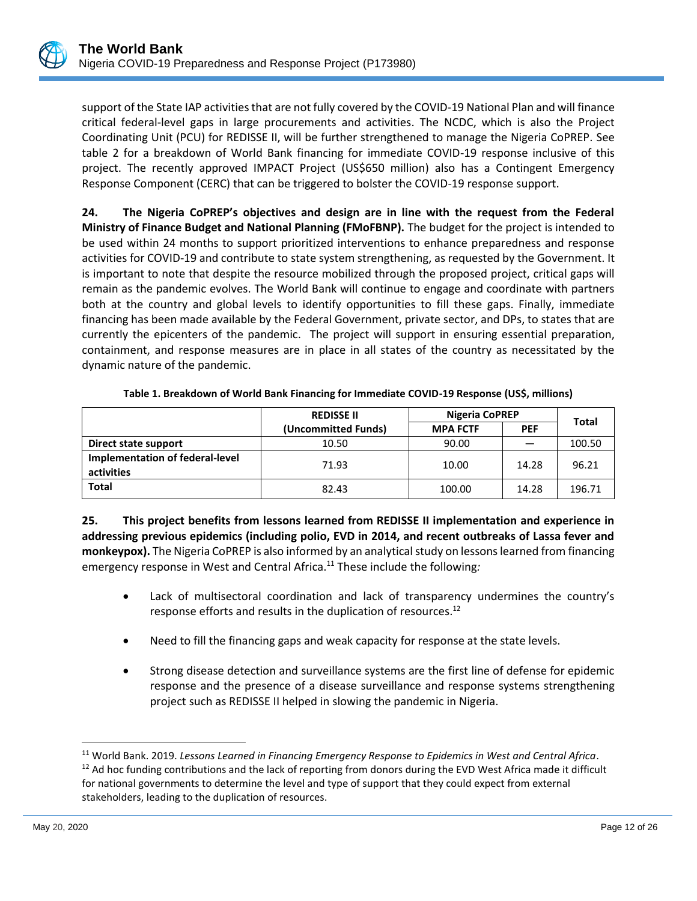support of the State IAP activities that are not fully covered by the COVID-19 National Plan and will finance critical federal-level gaps in large procurements and activities. The NCDC, which is also the Project Coordinating Unit (PCU) for REDISSE II, will be further strengthened to manage the Nigeria CoPREP. See table 2 for a breakdown of World Bank financing for immediate COVID-19 response inclusive of this project. The recently approved IMPACT Project (US$650 million) also has a Contingent Emergency Response Component (CERC) that can be triggered to bolster the COVID-19 response support.

**24. The Nigeria CoPREP's objectives and design are in line with the request from the Federal Ministry of Finance Budget and National Planning (FMoFBNP).** The budget for the project is intended to be used within 24 months to support prioritized interventions to enhance preparedness and response activities for COVID-19 and contribute to state system strengthening, as requested by the Government. It is important to note that despite the resource mobilized through the proposed project, critical gaps will remain as the pandemic evolves. The World Bank will continue to engage and coordinate with partners both at the country and global levels to identify opportunities to fill these gaps. Finally, immediate financing has been made available by the Federal Government, private sector, and DPs, to states that are currently the epicenters of the pandemic. The project will support in ensuring essential preparation, containment, and response measures are in place in all states of the country as necessitated by the dynamic nature of the pandemic.

**Table 1. Breakdown of World Bank Financing for Immediate COVID-19 Response (US$, millions)**

| | REDISSE II (Uncommitted Funds) | Nigeria CoPREP | | Total |
|---|---|---|---|---|
| | | MPA FCTF | PEF | |
| **Direct state support** | 10.50 | 90.00 | — | 100.50 |
| **Implementation of federal-level activities** | 71.93 | 10.00 | 14.28 | 96.21 |
| **Total** | 82.43 | 100.00 | 14.28 | 196.71 |

**25. This project benefits from lessons learned from REDISSE II implementation and experience in addressing previous epidemics (including polio, EVD in 2014, and recent outbreaks of Lassa fever and monkeypox).** The Nigeria CoPREP is also informed by an analytical study on lessons learned from financing emergency response in West and Central Africa.[11] These include the following:

- Lack of multisectoral coordination and lack of transparency undermines the country's response efforts and results in the duplication of resources.[12]
- Need to fill the financing gaps and weak capacity for response at the state levels.
- Strong disease detection and surveillance systems are the first line of defense for epidemic response and the presence of a disease surveillance and response systems strengthening project such as REDISSE II helped in slowing the pandemic in Nigeria.

[11] World Bank. 2019. *Lessons Learned in Financing Emergency Response to Epidemics in West and Central Africa*.

[12] Ad hoc funding contributions and the lack of reporting from donors during the EVD West Africa made it difficult for national governments to determine the level and type of support that they could expect from external stakeholders, leading to the duplication of resources.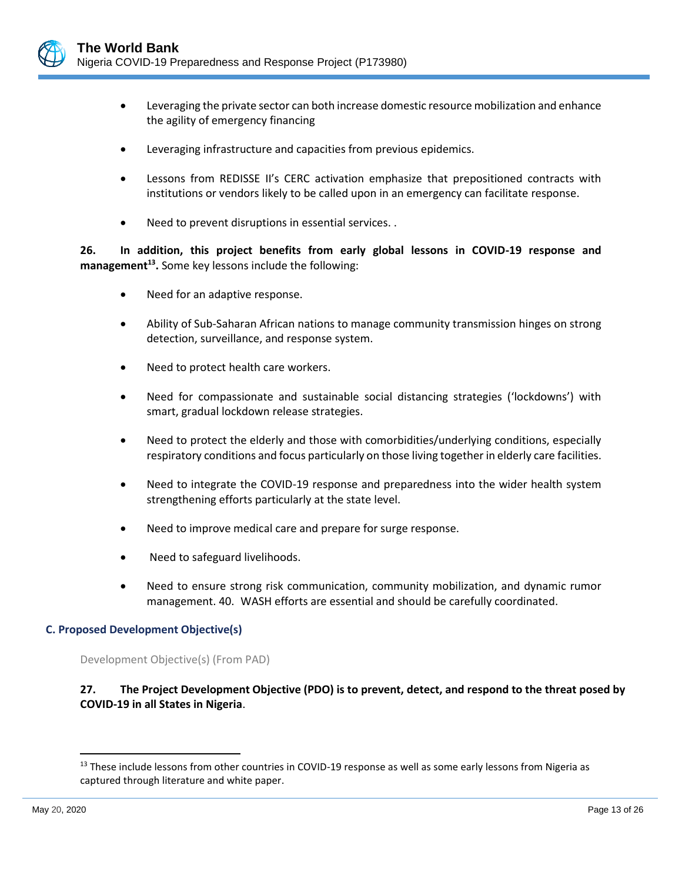- Leveraging the private sector can both increase domestic resource mobilization and enhance the agility of emergency financing

- Leveraging infrastructure and capacities from previous epidemics.

- Lessons from REDISSE II's CERC activation emphasize that prepositioned contracts with institutions or vendors likely to be called upon in an emergency can facilitate response.

- Need to prevent disruptions in essential services. .

**26. In addition, this project benefits from early global lessons in COVID-19 response and management[13].** Some key lessons include the following:

- Need for an adaptive response.

- Ability of Sub-Saharan African nations to manage community transmission hinges on strong detection, surveillance, and response system.

- Need to protect health care workers.

- Need for compassionate and sustainable social distancing strategies ('lockdowns') with smart, gradual lockdown release strategies.

- Need to protect the elderly and those with comorbidities/underlying conditions, especially respiratory conditions and focus particularly on those living together in elderly care facilities.

- Need to integrate the COVID-19 response and preparedness into the wider health system strengthening efforts particularly at the state level.

- Need to improve medical care and prepare for surge response.

- Need to safeguard livelihoods.

- Need to ensure strong risk communication, community mobilization, and dynamic rumor management. 40. WASH efforts are essential and should be carefully coordinated.

### C. Proposed Development Objective(s)

Development Objective(s) (From PAD)

**27. The Project Development Objective (PDO) is to prevent, detect, and respond to the threat posed by COVID-19 in all States in Nigeria**.

[13] These include lessons from other countries in COVID-19 response as well as some early lessons from Nigeria as captured through literature and white paper.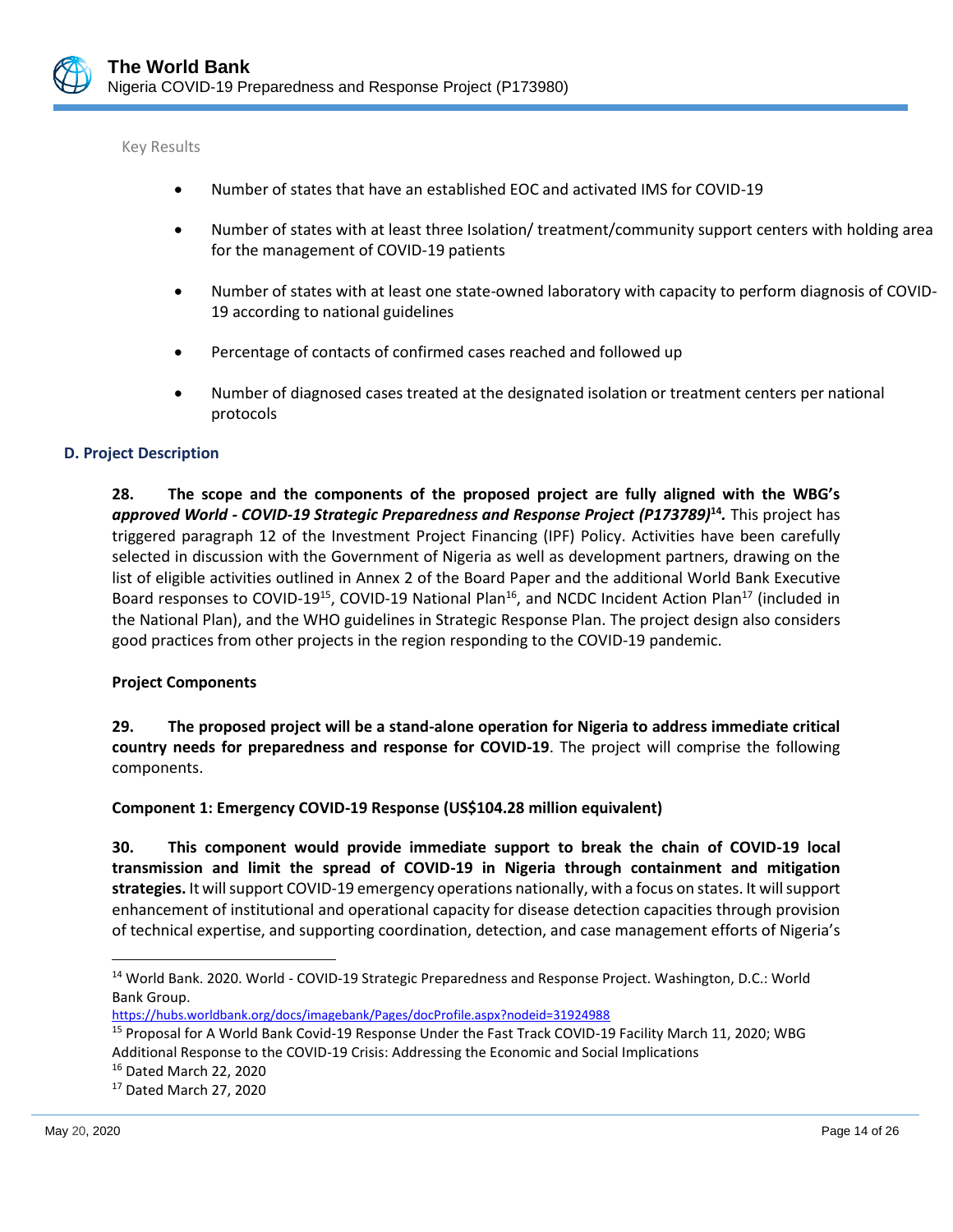Key Results

- Number of states that have an established EOC and activated IMS for COVID-19
- Number of states with at least three Isolation/ treatment/community support centers with holding area for the management of COVID-19 patients
- Number of states with at least one state-owned laboratory with capacity to perform diagnosis of COVID-19 according to national guidelines
- Percentage of contacts of confirmed cases reached and followed up
- Number of diagnosed cases treated at the designated isolation or treatment centers per national protocols

### D. Project Description

**28. The scope and the components of the proposed project are fully aligned with the WBG's *approved World - COVID-19 Strategic Preparedness and Response Project (P173789)*[14].** This project has triggered paragraph 12 of the Investment Project Financing (IPF) Policy. Activities have been carefully selected in discussion with the Government of Nigeria as well as development partners, drawing on the list of eligible activities outlined in Annex 2 of the Board Paper and the additional World Bank Executive Board responses to COVID-19[15], COVID-19 National Plan[16], and NCDC Incident Action Plan[17] (included in the National Plan), and the WHO guidelines in Strategic Response Plan. The project design also considers good practices from other projects in the region responding to the COVID-19 pandemic.

**Project Components**

**29. The proposed project will be a stand-alone operation for Nigeria to address immediate critical country needs for preparedness and response for COVID-19**. The project will comprise the following components.

**Component 1: Emergency COVID-19 Response (US$104.28 million equivalent)**

**30. This component would provide immediate support to break the chain of COVID-19 local transmission and limit the spread of COVID-19 in Nigeria through containment and mitigation strategies.** It will support COVID-19 emergency operations nationally, with a focus on states. It will support enhancement of institutional and operational capacity for disease detection capacities through provision of technical expertise, and supporting coordination, detection, and case management efforts of Nigeria's

---

[14] World Bank. 2020. World - COVID-19 Strategic Preparedness and Response Project. Washington, D.C.: World Bank Group.
https://hubs.worldbank.org/docs/imagebank/Pages/docProfile.aspx?nodeid=31924988

[15] Proposal for A World Bank Covid-19 Response Under the Fast Track COVID-19 Facility March 11, 2020; WBG Additional Response to the COVID-19 Crisis: Addressing the Economic and Social Implications

[16] Dated March 22, 2020

[17] Dated March 27, 2020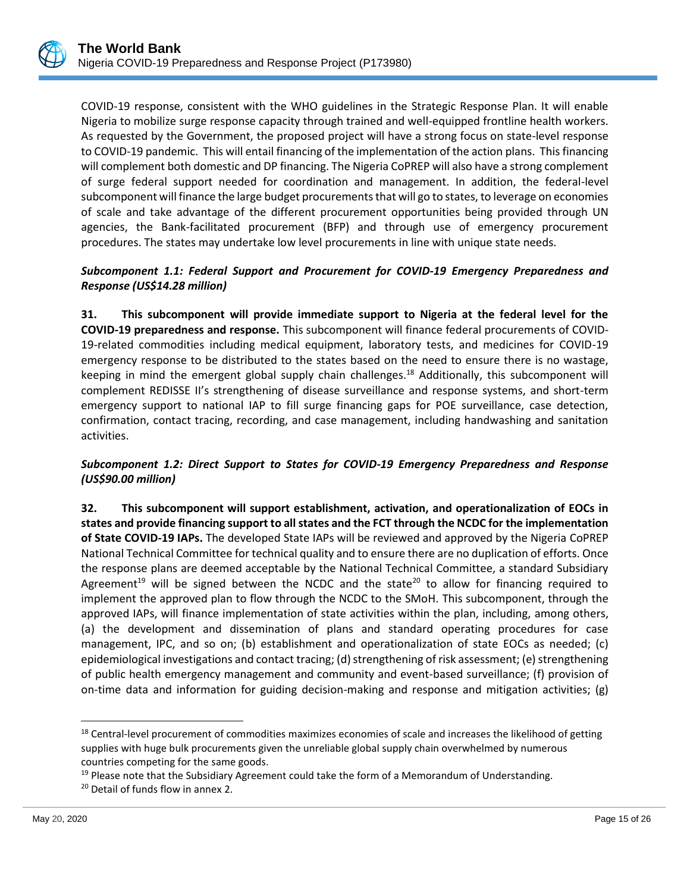COVID-19 response, consistent with the WHO guidelines in the Strategic Response Plan. It will enable Nigeria to mobilize surge response capacity through trained and well-equipped frontline health workers. As requested by the Government, the proposed project will have a strong focus on state-level response to COVID-19 pandemic. This will entail financing of the implementation of the action plans. This financing will complement both domestic and DP financing. The Nigeria CoPREP will also have a strong complement of surge federal support needed for coordination and management. In addition, the federal-level subcomponent will finance the large budget procurements that will go to states, to leverage on economies of scale and take advantage of the different procurement opportunities being provided through UN agencies, the Bank-facilitated procurement (BFP) and through use of emergency procurement procedures. The states may undertake low level procurements in line with unique state needs.

***Subcomponent 1.1: Federal Support and Procurement for COVID-19 Emergency Preparedness and Response (US$14.28 million)***

**31. This subcomponent will provide immediate support to Nigeria at the federal level for the COVID-19 preparedness and response.** This subcomponent will finance federal procurements of COVID-19-related commodities including medical equipment, laboratory tests, and medicines for COVID-19 emergency response to be distributed to the states based on the need to ensure there is no wastage, keeping in mind the emergent global supply chain challenges.[18] Additionally, this subcomponent will complement REDISSE II's strengthening of disease surveillance and response systems, and short-term emergency support to national IAP to fill surge financing gaps for POE surveillance, case detection, confirmation, contact tracing, recording, and case management, including handwashing and sanitation activities.

***Subcomponent 1.2: Direct Support to States for COVID-19 Emergency Preparedness and Response (US$90.00 million)***

**32. This subcomponent will support establishment, activation, and operationalization of EOCs in states and provide financing support to all states and the FCT through the NCDC for the implementation of State COVID-19 IAPs.** The developed State IAPs will be reviewed and approved by the Nigeria CoPREP National Technical Committee for technical quality and to ensure there are no duplication of efforts. Once the response plans are deemed acceptable by the National Technical Committee, a standard Subsidiary Agreement[19] will be signed between the NCDC and the state[20] to allow for financing required to implement the approved plan to flow through the NCDC to the SMoH. This subcomponent, through the approved IAPs, will finance implementation of state activities within the plan, including, among others, (a) the development and dissemination of plans and standard operating procedures for case management, IPC, and so on; (b) establishment and operationalization of state EOCs as needed; (c) epidemiological investigations and contact tracing; (d) strengthening of risk assessment; (e) strengthening of public health emergency management and community and event-based surveillance; (f) provision of on-time data and information for guiding decision-making and response and mitigation activities; (g)

---

[18] Central-level procurement of commodities maximizes economies of scale and increases the likelihood of getting supplies with huge bulk procurements given the unreliable global supply chain overwhelmed by numerous countries competing for the same goods.

[19] Please note that the Subsidiary Agreement could take the form of a Memorandum of Understanding.

[20] Detail of funds flow in annex 2.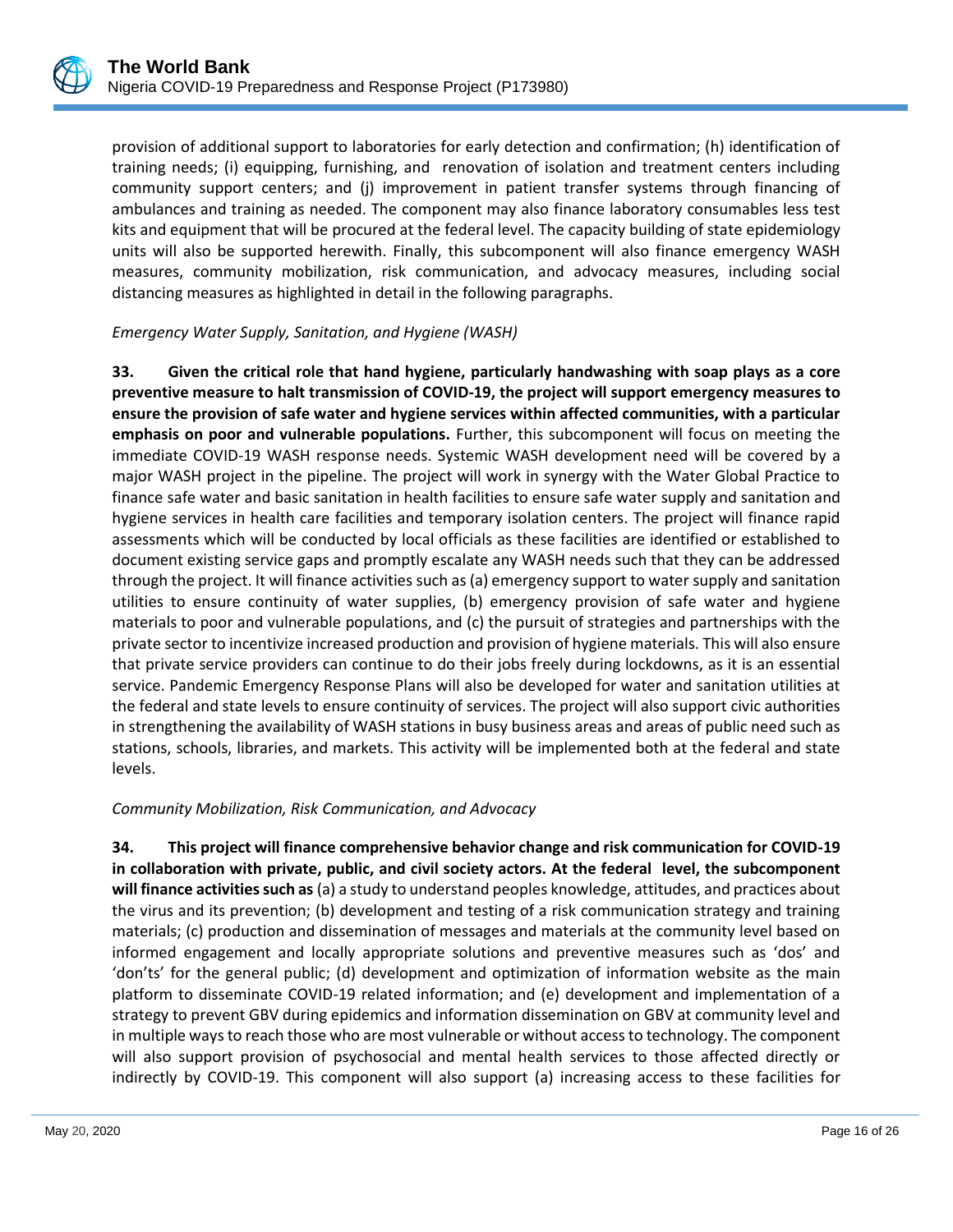provision of additional support to laboratories for early detection and confirmation; (h) identification of training needs; (i) equipping, furnishing, and renovation of isolation and treatment centers including community support centers; and (j) improvement in patient transfer systems through financing of ambulances and training as needed. The component may also finance laboratory consumables less test kits and equipment that will be procured at the federal level. The capacity building of state epidemiology units will also be supported herewith. Finally, this subcomponent will also finance emergency WASH measures, community mobilization, risk communication, and advocacy measures, including social distancing measures as highlighted in detail in the following paragraphs.

*Emergency Water Supply, Sanitation, and Hygiene (WASH)*

**33. Given the critical role that hand hygiene, particularly handwashing with soap plays as a core preventive measure to halt transmission of COVID-19, the project will support emergency measures to ensure the provision of safe water and hygiene services within affected communities, with a particular emphasis on poor and vulnerable populations.** Further, this subcomponent will focus on meeting the immediate COVID-19 WASH response needs. Systemic WASH development need will be covered by a major WASH project in the pipeline. The project will work in synergy with the Water Global Practice to finance safe water and basic sanitation in health facilities to ensure safe water supply and sanitation and hygiene services in health care facilities and temporary isolation centers. The project will finance rapid assessments which will be conducted by local officials as these facilities are identified or established to document existing service gaps and promptly escalate any WASH needs such that they can be addressed through the project. It will finance activities such as (a) emergency support to water supply and sanitation utilities to ensure continuity of water supplies, (b) emergency provision of safe water and hygiene materials to poor and vulnerable populations, and (c) the pursuit of strategies and partnerships with the private sector to incentivize increased production and provision of hygiene materials. This will also ensure that private service providers can continue to do their jobs freely during lockdowns, as it is an essential service. Pandemic Emergency Response Plans will also be developed for water and sanitation utilities at the federal and state levels to ensure continuity of services. The project will also support civic authorities in strengthening the availability of WASH stations in busy business areas and areas of public need such as stations, schools, libraries, and markets. This activity will be implemented both at the federal and state levels.

*Community Mobilization, Risk Communication, and Advocacy*

**34. This project will finance comprehensive behavior change and risk communication for COVID-19 in collaboration with private, public, and civil society actors. At the federal level, the subcomponent will finance activities such as** (a) a study to understand peoples knowledge, attitudes, and practices about the virus and its prevention; (b) development and testing of a risk communication strategy and training materials; (c) production and dissemination of messages and materials at the community level based on informed engagement and locally appropriate solutions and preventive measures such as 'dos' and 'don'ts' for the general public; (d) development and optimization of information website as the main platform to disseminate COVID-19 related information; and (e) development and implementation of a strategy to prevent GBV during epidemics and information dissemination on GBV at community level and in multiple ways to reach those who are most vulnerable or without access to technology. The component will also support provision of psychosocial and mental health services to those affected directly or indirectly by COVID-19. This component will also support (a) increasing access to these facilities for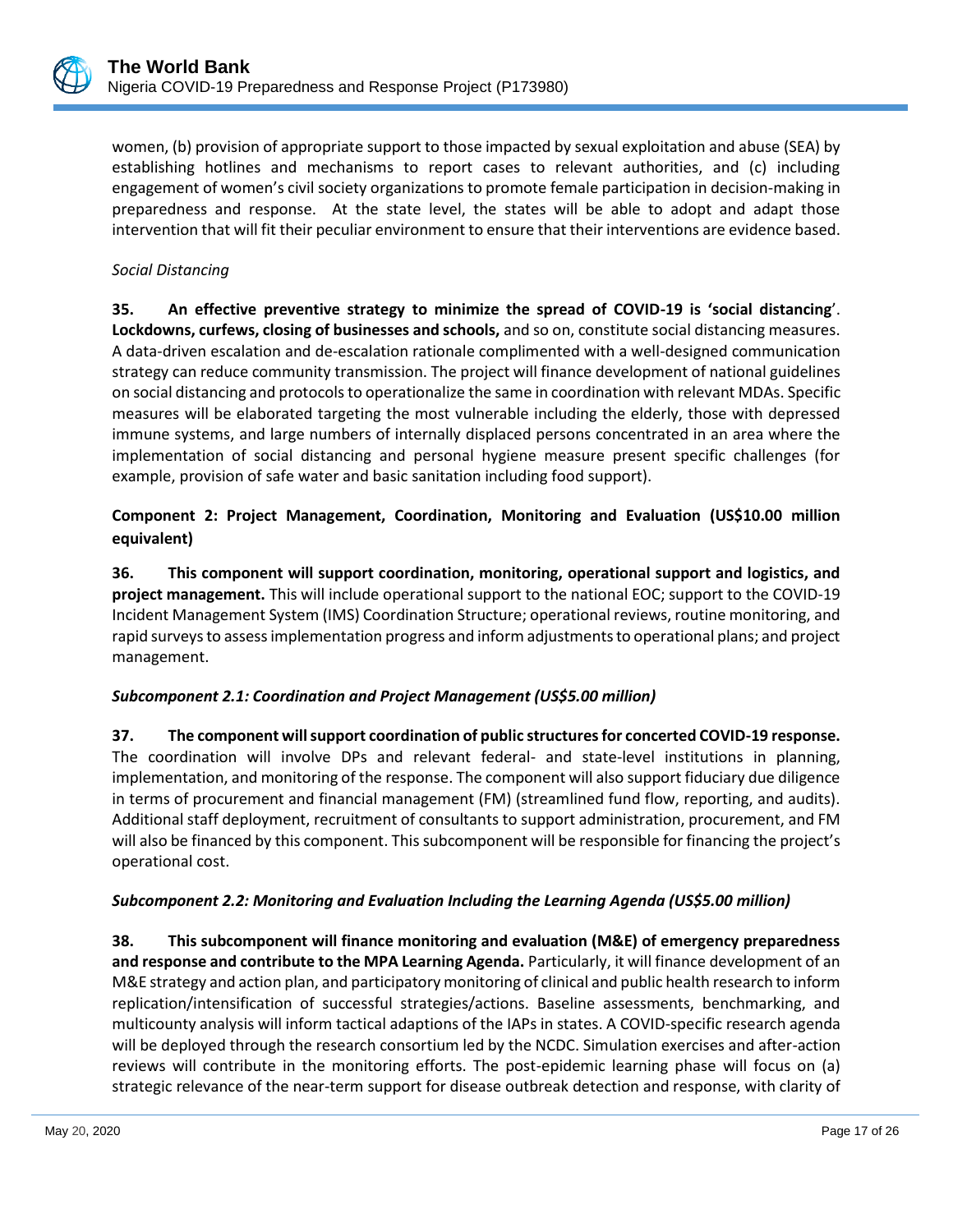women, (b) provision of appropriate support to those impacted by sexual exploitation and abuse (SEA) by establishing hotlines and mechanisms to report cases to relevant authorities, and (c) including engagement of women's civil society organizations to promote female participation in decision-making in preparedness and response. At the state level, the states will be able to adopt and adapt those intervention that will fit their peculiar environment to ensure that their interventions are evidence based.

*Social Distancing*

**35. An effective preventive strategy to minimize the spread of COVID-19 is 'social distancing**'. **Lockdowns, curfews, closing of businesses and schools,** and so on, constitute social distancing measures. A data-driven escalation and de-escalation rationale complimented with a well-designed communication strategy can reduce community transmission. The project will finance development of national guidelines on social distancing and protocols to operationalize the same in coordination with relevant MDAs. Specific measures will be elaborated targeting the most vulnerable including the elderly, those with depressed immune systems, and large numbers of internally displaced persons concentrated in an area where the implementation of social distancing and personal hygiene measure present specific challenges (for example, provision of safe water and basic sanitation including food support).

**Component 2: Project Management, Coordination, Monitoring and Evaluation (US$10.00 million equivalent)**

**36. This component will support coordination, monitoring, operational support and logistics, and project management.** This will include operational support to the national EOC; support to the COVID-19 Incident Management System (IMS) Coordination Structure; operational reviews, routine monitoring, and rapid surveys to assess implementation progress and inform adjustments to operational plans; and project management.

***Subcomponent 2.1: Coordination and Project Management (US$5.00 million)***

**37. The component will support coordination of public structures for concerted COVID-19 response.** The coordination will involve DPs and relevant federal- and state-level institutions in planning, implementation, and monitoring of the response. The component will also support fiduciary due diligence in terms of procurement and financial management (FM) (streamlined fund flow, reporting, and audits). Additional staff deployment, recruitment of consultants to support administration, procurement, and FM will also be financed by this component. This subcomponent will be responsible for financing the project's operational cost.

***Subcomponent 2.2: Monitoring and Evaluation Including the Learning Agenda (US$5.00 million)***

**38. This subcomponent will finance monitoring and evaluation (M&E) of emergency preparedness and response and contribute to the MPA Learning Agenda.** Particularly, it will finance development of an M&E strategy and action plan, and participatory monitoring of clinical and public health research to inform replication/intensification of successful strategies/actions. Baseline assessments, benchmarking, and multicounty analysis will inform tactical adaptions of the IAPs in states. A COVID-specific research agenda will be deployed through the research consortium led by the NCDC. Simulation exercises and after-action reviews will contribute in the monitoring efforts. The post-epidemic learning phase will focus on (a) strategic relevance of the near-term support for disease outbreak detection and response, with clarity of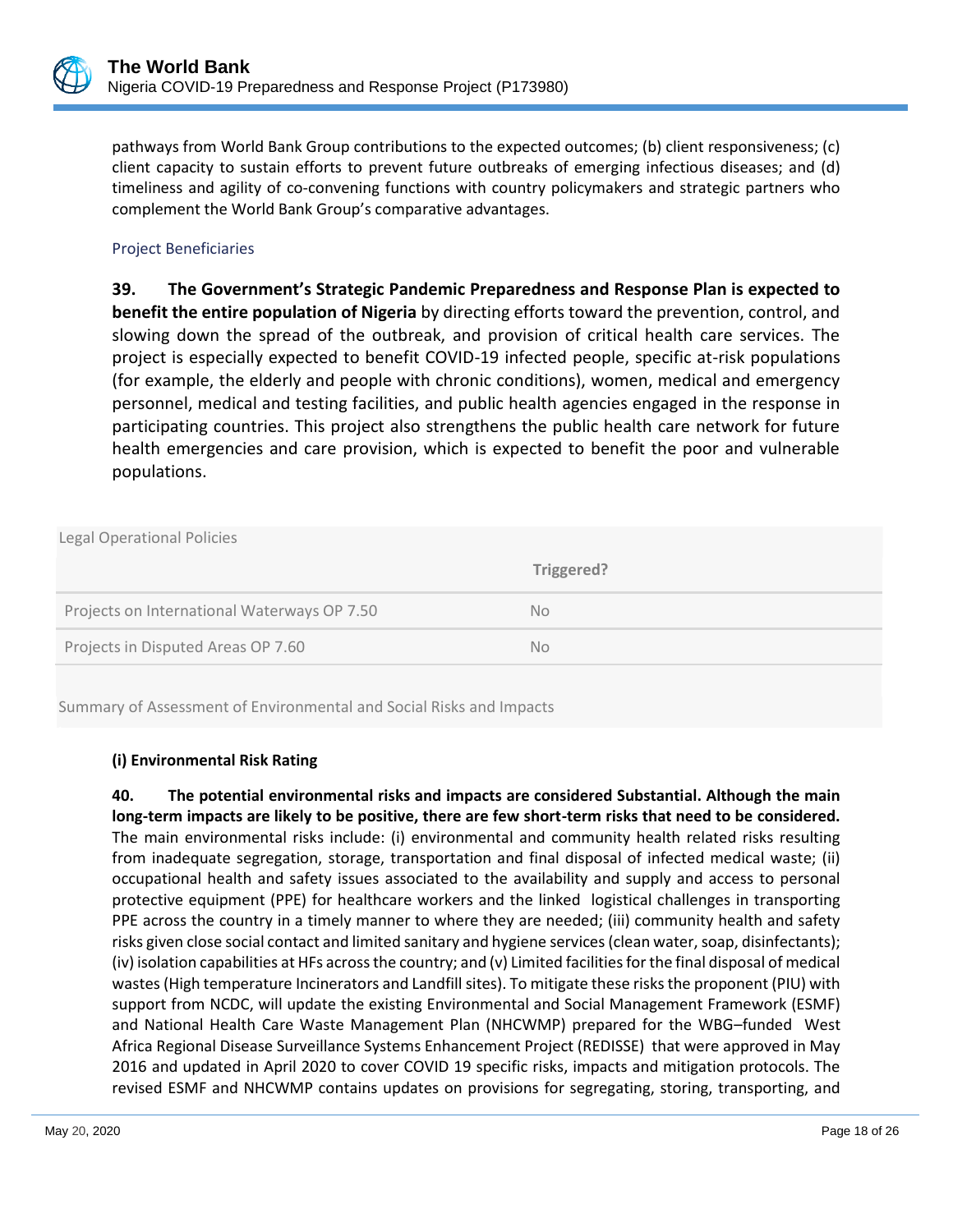pathways from World Bank Group contributions to the expected outcomes; (b) client responsiveness; (c) client capacity to sustain efforts to prevent future outbreaks of emerging infectious diseases; and (d) timeliness and agility of co-convening functions with country policymakers and strategic partners who complement the World Bank Group's comparative advantages.

### Project Beneficiaries

**39. The Government's Strategic Pandemic Preparedness and Response Plan is expected to benefit the entire population of Nigeria** by directing efforts toward the prevention, control, and slowing down the spread of the outbreak, and provision of critical health care services. The project is especially expected to benefit COVID-19 infected people, specific at-risk populations (for example, the elderly and people with chronic conditions), women, medical and emergency personnel, medical and testing facilities, and public health agencies engaged in the response in participating countries. This project also strengthens the public health care network for future health emergencies and care provision, which is expected to benefit the poor and vulnerable populations.

### Legal Operational Policies

| | Triggered? |
|---|---|
| Projects on International Waterways OP 7.50 | No |
| Projects in Disputed Areas OP 7.60 | No |

### Summary of Assessment of Environmental and Social Risks and Impacts

**(i) Environmental Risk Rating**

**40. The potential environmental risks and impacts are considered Substantial. Although the main long-term impacts are likely to be positive, there are few short-term risks that need to be considered.** The main environmental risks include: (i) environmental and community health related risks resulting from inadequate segregation, storage, transportation and final disposal of infected medical waste; (ii) occupational health and safety issues associated to the availability and supply and access to personal protective equipment (PPE) for healthcare workers and the linked logistical challenges in transporting PPE across the country in a timely manner to where they are needed; (iii) community health and safety risks given close social contact and limited sanitary and hygiene services (clean water, soap, disinfectants); (iv) isolation capabilities at HFs across the country; and (v) Limited facilities for the final disposal of medical wastes (High temperature Incinerators and Landfill sites). To mitigate these risks the proponent (PIU) with support from NCDC, will update the existing Environmental and Social Management Framework (ESMF) and National Health Care Waste Management Plan (NHCWMP) prepared for the WBG–funded West Africa Regional Disease Surveillance Systems Enhancement Project (REDISSE) that were approved in May 2016 and updated in April 2020 to cover COVID 19 specific risks, impacts and mitigation protocols. The revised ESMF and NHCWMP contains updates on provisions for segregating, storing, transporting, and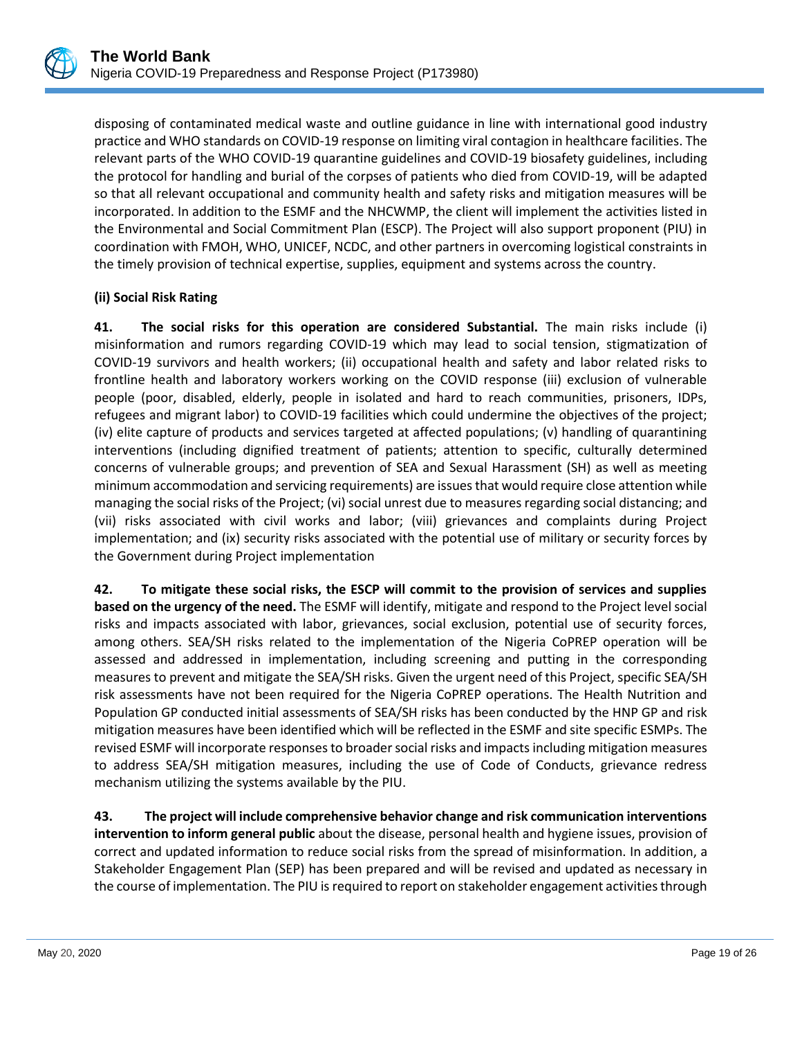disposing of contaminated medical waste and outline guidance in line with international good industry practice and WHO standards on COVID-19 response on limiting viral contagion in healthcare facilities. The relevant parts of the WHO COVID-19 quarantine guidelines and COVID-19 biosafety guidelines, including the protocol for handling and burial of the corpses of patients who died from COVID-19, will be adapted so that all relevant occupational and community health and safety risks and mitigation measures will be incorporated. In addition to the ESMF and the NHCWMP, the client will implement the activities listed in the Environmental and Social Commitment Plan (ESCP). The Project will also support proponent (PIU) in coordination with FMOH, WHO, UNICEF, NCDC, and other partners in overcoming logistical constraints in the timely provision of technical expertise, supplies, equipment and systems across the country.

**(ii) Social Risk Rating**

**41. The social risks for this operation are considered Substantial.** The main risks include (i) misinformation and rumors regarding COVID-19 which may lead to social tension, stigmatization of COVID-19 survivors and health workers; (ii) occupational health and safety and labor related risks to frontline health and laboratory workers working on the COVID response (iii) exclusion of vulnerable people (poor, disabled, elderly, people in isolated and hard to reach communities, prisoners, IDPs, refugees and migrant labor) to COVID-19 facilities which could undermine the objectives of the project; (iv) elite capture of products and services targeted at affected populations; (v) handling of quarantining interventions (including dignified treatment of patients; attention to specific, culturally determined concerns of vulnerable groups; and prevention of SEA and Sexual Harassment (SH) as well as meeting minimum accommodation and servicing requirements) are issues that would require close attention while managing the social risks of the Project; (vi) social unrest due to measures regarding social distancing; and (vii) risks associated with civil works and labor; (viii) grievances and complaints during Project implementation; and (ix) security risks associated with the potential use of military or security forces by the Government during Project implementation

**42. To mitigate these social risks, the ESCP will commit to the provision of services and supplies based on the urgency of the need.** The ESMF will identify, mitigate and respond to the Project level social risks and impacts associated with labor, grievances, social exclusion, potential use of security forces, among others. SEA/SH risks related to the implementation of the Nigeria CoPREP operation will be assessed and addressed in implementation, including screening and putting in the corresponding measures to prevent and mitigate the SEA/SH risks. Given the urgent need of this Project, specific SEA/SH risk assessments have not been required for the Nigeria CoPREP operations. The Health Nutrition and Population GP conducted initial assessments of SEA/SH risks has been conducted by the HNP GP and risk mitigation measures have been identified which will be reflected in the ESMF and site specific ESMPs. The revised ESMF will incorporate responses to broader social risks and impacts including mitigation measures to address SEA/SH mitigation measures, including the use of Code of Conducts, grievance redress mechanism utilizing the systems available by the PIU.

**43. The project will include comprehensive behavior change and risk communication interventions intervention to inform general public** about the disease, personal health and hygiene issues, provision of correct and updated information to reduce social risks from the spread of misinformation. In addition, a Stakeholder Engagement Plan (SEP) has been prepared and will be revised and updated as necessary in the course of implementation. The PIU is required to report on stakeholder engagement activities through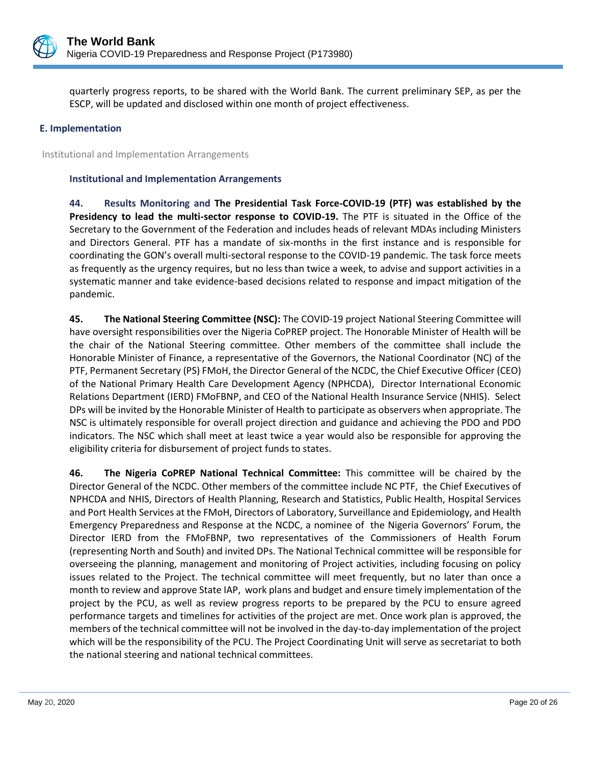quarterly progress reports, to be shared with the World Bank. The current preliminary SEP, as per the ESCP, will be updated and disclosed within one month of project effectiveness.

### E. Implementation

Institutional and Implementation Arrangements

#### Institutional and Implementation Arrangements

**44. Results Monitoring and The Presidential Task Force-COVID-19 (PTF) was established by the Presidency to lead the multi-sector response to COVID-19.** The PTF is situated in the Office of the Secretary to the Government of the Federation and includes heads of relevant MDAs including Ministers and Directors General. PTF has a mandate of six-months in the first instance and is responsible for coordinating the GON's overall multi-sectoral response to the COVID-19 pandemic. The task force meets as frequently as the urgency requires, but no less than twice a week, to advise and support activities in a systematic manner and take evidence-based decisions related to response and impact mitigation of the pandemic.

**45. The National Steering Committee (NSC):** The COVID-19 project National Steering Committee will have oversight responsibilities over the Nigeria CoPREP project. The Honorable Minister of Health will be the chair of the National Steering committee. Other members of the committee shall include the Honorable Minister of Finance, a representative of the Governors, the National Coordinator (NC) of the PTF, Permanent Secretary (PS) FMoH, the Director General of the NCDC, the Chief Executive Officer (CEO) of the National Primary Health Care Development Agency (NPHCDA), Director International Economic Relations Department (IERD) FMoFBNP, and CEO of the National Health Insurance Service (NHIS). Select DPs will be invited by the Honorable Minister of Health to participate as observers when appropriate. The NSC is ultimately responsible for overall project direction and guidance and achieving the PDO and PDO indicators. The NSC which shall meet at least twice a year would also be responsible for approving the eligibility criteria for disbursement of project funds to states.

**46. The Nigeria CoPREP National Technical Committee:** This committee will be chaired by the Director General of the NCDC. Other members of the committee include NC PTF, the Chief Executives of NPHCDA and NHIS, Directors of Health Planning, Research and Statistics, Public Health, Hospital Services and Port Health Services at the FMoH, Directors of Laboratory, Surveillance and Epidemiology, and Health Emergency Preparedness and Response at the NCDC, a nominee of the Nigeria Governors' Forum, the Director IERD from the FMoFBNP, two representatives of the Commissioners of Health Forum (representing North and South) and invited DPs. The National Technical committee will be responsible for overseeing the planning, management and monitoring of Project activities, including focusing on policy issues related to the Project. The technical committee will meet frequently, but no later than once a month to review and approve State IAP, work plans and budget and ensure timely implementation of the project by the PCU, as well as review progress reports to be prepared by the PCU to ensure agreed performance targets and timelines for activities of the project are met. Once work plan is approved, the members of the technical committee will not be involved in the day-to-day implementation of the project which will be the responsibility of the PCU. The Project Coordinating Unit will serve as secretariat to both the national steering and national technical committees.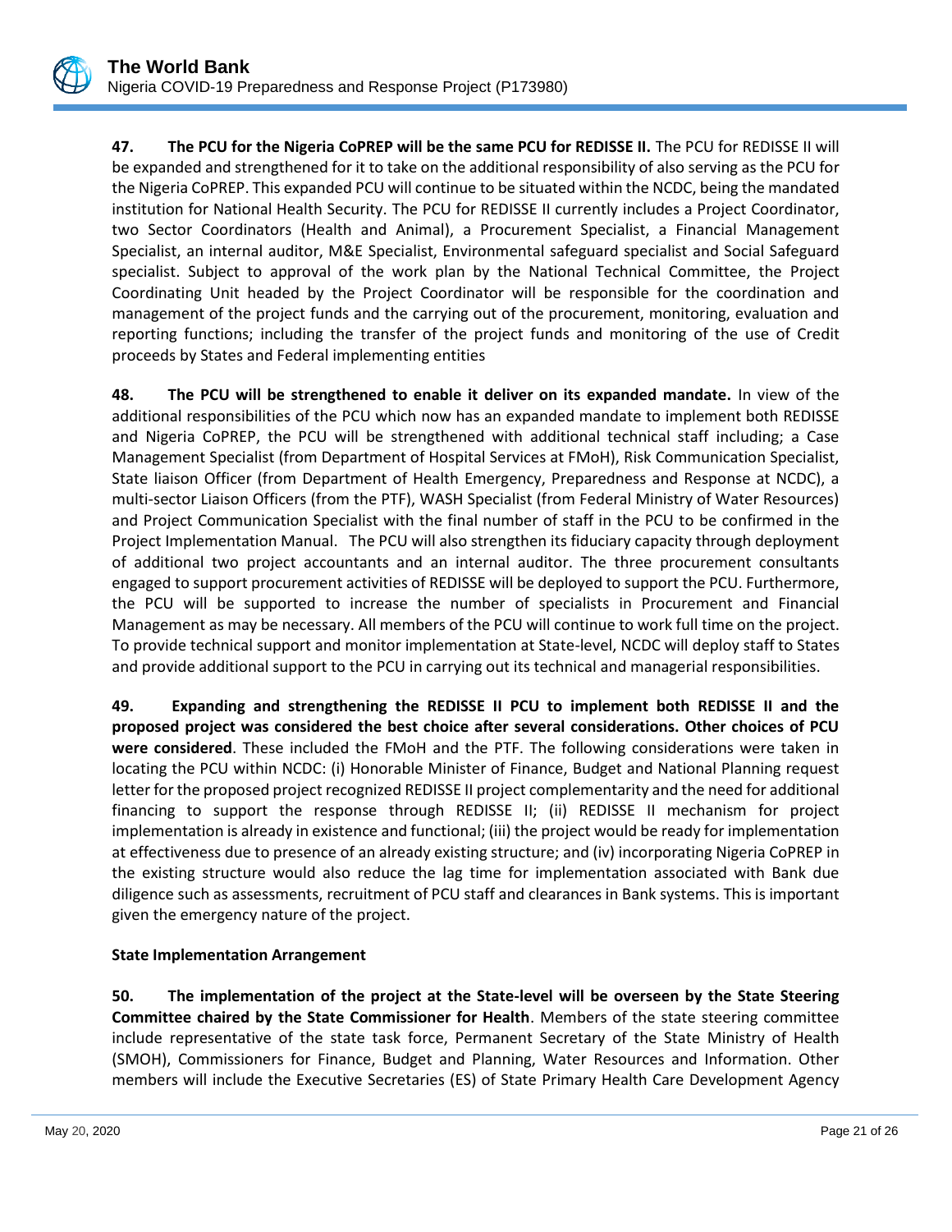**47. The PCU for the Nigeria CoPREP will be the same PCU for REDISSE II.** The PCU for REDISSE II will be expanded and strengthened for it to take on the additional responsibility of also serving as the PCU for the Nigeria CoPREP. This expanded PCU will continue to be situated within the NCDC, being the mandated institution for National Health Security. The PCU for REDISSE II currently includes a Project Coordinator, two Sector Coordinators (Health and Animal), a Procurement Specialist, a Financial Management Specialist, an internal auditor, M&E Specialist, Environmental safeguard specialist and Social Safeguard specialist. Subject to approval of the work plan by the National Technical Committee, the Project Coordinating Unit headed by the Project Coordinator will be responsible for the coordination and management of the project funds and the carrying out of the procurement, monitoring, evaluation and reporting functions; including the transfer of the project funds and monitoring of the use of Credit proceeds by States and Federal implementing entities

**48. The PCU will be strengthened to enable it deliver on its expanded mandate.** In view of the additional responsibilities of the PCU which now has an expanded mandate to implement both REDISSE and Nigeria CoPREP, the PCU will be strengthened with additional technical staff including; a Case Management Specialist (from Department of Hospital Services at FMoH), Risk Communication Specialist, State liaison Officer (from Department of Health Emergency, Preparedness and Response at NCDC), a multi-sector Liaison Officers (from the PTF), WASH Specialist (from Federal Ministry of Water Resources) and Project Communication Specialist with the final number of staff in the PCU to be confirmed in the Project Implementation Manual. The PCU will also strengthen its fiduciary capacity through deployment of additional two project accountants and an internal auditor. The three procurement consultants engaged to support procurement activities of REDISSE will be deployed to support the PCU. Furthermore, the PCU will be supported to increase the number of specialists in Procurement and Financial Management as may be necessary. All members of the PCU will continue to work full time on the project. To provide technical support and monitor implementation at State-level, NCDC will deploy staff to States and provide additional support to the PCU in carrying out its technical and managerial responsibilities.

**49. Expanding and strengthening the REDISSE II PCU to implement both REDISSE II and the proposed project was considered the best choice after several considerations. Other choices of PCU were considered**. These included the FMoH and the PTF. The following considerations were taken in locating the PCU within NCDC: (i) Honorable Minister of Finance, Budget and National Planning request letter for the proposed project recognized REDISSE II project complementarity and the need for additional financing to support the response through REDISSE II; (ii) REDISSE II mechanism for project implementation is already in existence and functional; (iii) the project would be ready for implementation at effectiveness due to presence of an already existing structure; and (iv) incorporating Nigeria CoPREP in the existing structure would also reduce the lag time for implementation associated with Bank due diligence such as assessments, recruitment of PCU staff and clearances in Bank systems. This is important given the emergency nature of the project.

**State Implementation Arrangement**

**50. The implementation of the project at the State-level will be overseen by the State Steering Committee chaired by the State Commissioner for Health**. Members of the state steering committee include representative of the state task force, Permanent Secretary of the State Ministry of Health (SMOH), Commissioners for Finance, Budget and Planning, Water Resources and Information. Other members will include the Executive Secretaries (ES) of State Primary Health Care Development Agency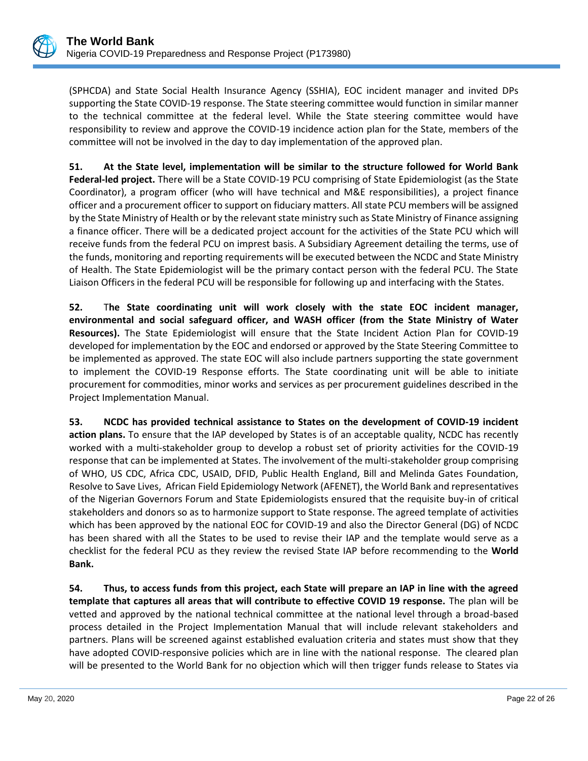(SPHCDA) and State Social Health Insurance Agency (SSHIA), EOC incident manager and invited DPs supporting the State COVID-19 response. The State steering committee would function in similar manner to the technical committee at the federal level. While the State steering committee would have responsibility to review and approve the COVID-19 incidence action plan for the State, members of the committee will not be involved in the day to day implementation of the approved plan.

**51. At the State level, implementation will be similar to the structure followed for World Bank Federal-led project.** There will be a State COVID-19 PCU comprising of State Epidemiologist (as the State Coordinator), a program officer (who will have technical and M&E responsibilities), a project finance officer and a procurement officer to support on fiduciary matters. All state PCU members will be assigned by the State Ministry of Health or by the relevant state ministry such as State Ministry of Finance assigning a finance officer. There will be a dedicated project account for the activities of the State PCU which will receive funds from the federal PCU on imprest basis. A Subsidiary Agreement detailing the terms, use of the funds, monitoring and reporting requirements will be executed between the NCDC and State Ministry of Health. The State Epidemiologist will be the primary contact person with the federal PCU. The State Liaison Officers in the federal PCU will be responsible for following up and interfacing with the States.

**52. The State coordinating unit will work closely with the state EOC incident manager, environmental and social safeguard officer, and WASH officer (from the State Ministry of Water Resources).** The State Epidemiologist will ensure that the State Incident Action Plan for COVID-19 developed for implementation by the EOC and endorsed or approved by the State Steering Committee to be implemented as approved. The state EOC will also include partners supporting the state government to implement the COVID-19 Response efforts. The State coordinating unit will be able to initiate procurement for commodities, minor works and services as per procurement guidelines described in the Project Implementation Manual.

**53. NCDC has provided technical assistance to States on the development of COVID-19 incident action plans.** To ensure that the IAP developed by States is of an acceptable quality, NCDC has recently worked with a multi-stakeholder group to develop a robust set of priority activities for the COVID-19 response that can be implemented at States. The involvement of the multi-stakeholder group comprising of WHO, US CDC, Africa CDC, USAID, DFID, Public Health England, Bill and Melinda Gates Foundation, Resolve to Save Lives, African Field Epidemiology Network (AFENET), the World Bank and representatives of the Nigerian Governors Forum and State Epidemiologists ensured that the requisite buy-in of critical stakeholders and donors so as to harmonize support to State response. The agreed template of activities which has been approved by the national EOC for COVID-19 and also the Director General (DG) of NCDC has been shared with all the States to be used to revise their IAP and the template would serve as a checklist for the federal PCU as they review the revised State IAP before recommending to the **World Bank.**

**54. Thus, to access funds from this project, each State will prepare an IAP in line with the agreed template that captures all areas that will contribute to effective COVID 19 response.** The plan will be vetted and approved by the national technical committee at the national level through a broad-based process detailed in the Project Implementation Manual that will include relevant stakeholders and partners. Plans will be screened against established evaluation criteria and states must show that they have adopted COVID-responsive policies which are in line with the national response. The cleared plan will be presented to the World Bank for no objection which will then trigger funds release to States via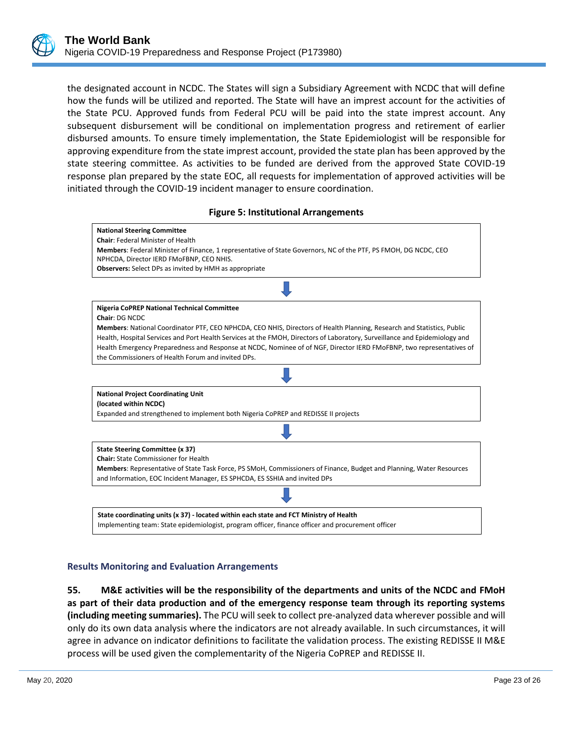the designated account in NCDC. The States will sign a Subsidiary Agreement with NCDC that will define how the funds will be utilized and reported. The State will have an imprest account for the activities of the State PCU. Approved funds from Federal PCU will be paid into the state imprest account. Any subsequent disbursement will be conditional on implementation progress and retirement of earlier disbursed amounts. To ensure timely implementation, the State Epidemiologist will be responsible for approving expenditure from the state imprest account, provided the state plan has been approved by the state steering committee. As activities to be funded are derived from the approved State COVID-19 response plan prepared by the state EOC, all requests for implementation of approved activities will be initiated through the COVID-19 incident manager to ensure coordination.

**Figure 5: Institutional Arrangements**

**National Steering Committee**
**Chair**: Federal Minister of Health
**Members**: Federal Minister of Finance, 1 representative of State Governors, NC of the PTF, PS FMOH, DG NCDC, CEO NPHCDA, Director IERD FMoFBNP, CEO NHIS.
**Observers:** Select DPs as invited by HMH as appropriate

↓

**Nigeria CoPREP National Technical Committee**
**Chair**: DG NCDC
**Members**: National Coordinator PTF, CEO NPHCDA, CEO NHIS, Directors of Health Planning, Research and Statistics, Public Health, Hospital Services and Port Health Services at the FMOH, Directors of Laboratory, Surveillance and Epidemiology and Health Emergency Preparedness and Response at NCDC, Nominee of of NGF, Director IERD FMoFBNP, two representatives of the Commissioners of Health Forum and invited DPs.

↓

**National Project Coordinating Unit**
**(located within NCDC)**
Expanded and strengthened to implement both Nigeria CoPREP and REDISSE II projects

↓

**State Steering Committee (x 37)**
**Chair:** State Commissioner for Health
**Members**: Representative of State Task Force, PS SMoH, Commissioners of Finance, Budget and Planning, Water Resources and Information, EOC Incident Manager, ES SPHCDA, ES SSHIA and invited DPs

↓

**State coordinating units (x 37) - located within each state and FCT Ministry of Health**
Implementing team: State epidemiologist, program officer, finance officer and procurement officer

### Results Monitoring and Evaluation Arrangements

**55. M&E activities will be the responsibility of the departments and units of the NCDC and FMoH as part of their data production and of the emergency response team through its reporting systems (including meeting summaries).** The PCU will seek to collect pre-analyzed data wherever possible and will only do its own data analysis where the indicators are not already available. In such circumstances, it will agree in advance on indicator definitions to facilitate the validation process. The existing REDISSE II M&E process will be used given the complementarity of the Nigeria CoPREP and REDISSE II.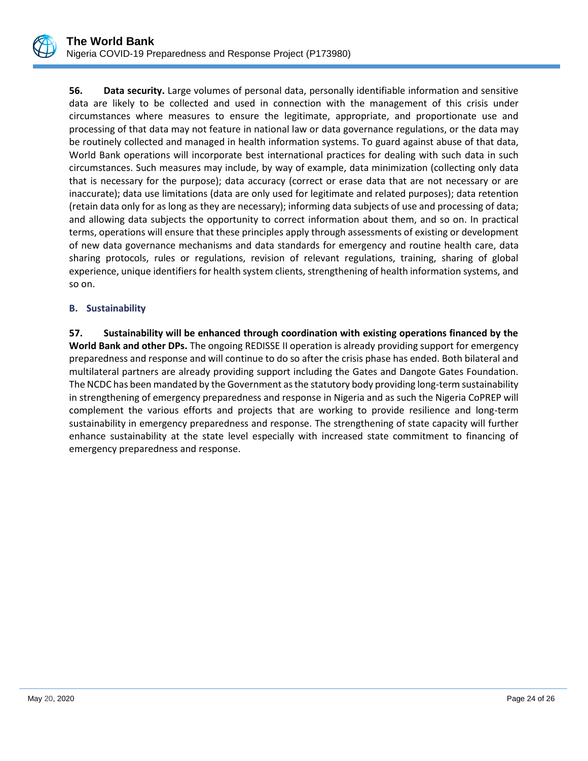**56. Data security.** Large volumes of personal data, personally identifiable information and sensitive data are likely to be collected and used in connection with the management of this crisis under circumstances where measures to ensure the legitimate, appropriate, and proportionate use and processing of that data may not feature in national law or data governance regulations, or the data may be routinely collected and managed in health information systems. To guard against abuse of that data, World Bank operations will incorporate best international practices for dealing with such data in such circumstances. Such measures may include, by way of example, data minimization (collecting only data that is necessary for the purpose); data accuracy (correct or erase data that are not necessary or are inaccurate); data use limitations (data are only used for legitimate and related purposes); data retention (retain data only for as long as they are necessary); informing data subjects of use and processing of data; and allowing data subjects the opportunity to correct information about them, and so on. In practical terms, operations will ensure that these principles apply through assessments of existing or development of new data governance mechanisms and data standards for emergency and routine health care, data sharing protocols, rules or regulations, revision of relevant regulations, training, sharing of global experience, unique identifiers for health system clients, strengthening of health information systems, and so on.

## B. Sustainability

**57. Sustainability will be enhanced through coordination with existing operations financed by the World Bank and other DPs.** The ongoing REDISSE II operation is already providing support for emergency preparedness and response and will continue to do so after the crisis phase has ended. Both bilateral and multilateral partners are already providing support including the Gates and Dangote Gates Foundation. The NCDC has been mandated by the Government as the statutory body providing long-term sustainability in strengthening of emergency preparedness and response in Nigeria and as such the Nigeria CoPREP will complement the various efforts and projects that are working to provide resilience and long-term sustainability in emergency preparedness and response. The strengthening of state capacity will further enhance sustainability at the state level especially with increased state commitment to financing of emergency preparedness and response.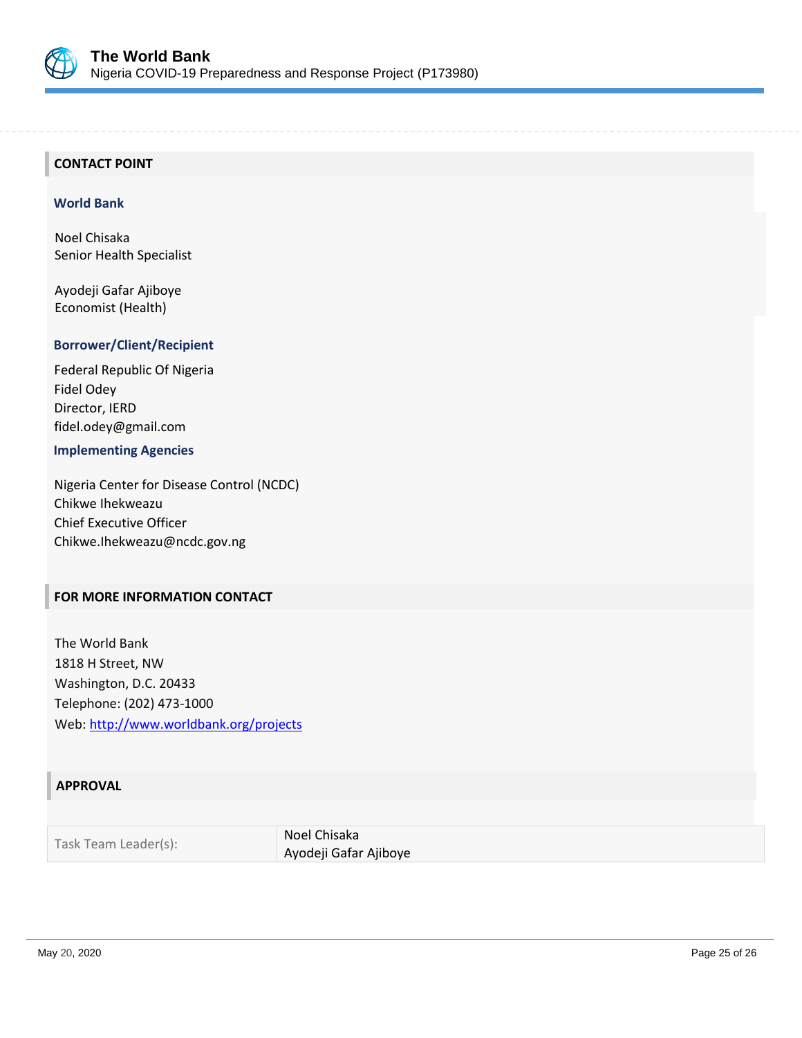## CONTACT POINT

### World Bank

Noel Chisaka
Senior Health Specialist

Ayodeji Gafar Ajiboye
Economist (Health)

### Borrower/Client/Recipient

Federal Republic Of Nigeria
Fidel Odey
Director, IERD
fidel.odey@gmail.com

### Implementing Agencies

Nigeria Center for Disease Control (NCDC)
Chikwe Ihekweazu
Chief Executive Officer
Chikwe.Ihekweazu@ncdc.gov.ng

## FOR MORE INFORMATION CONTACT

The World Bank
1818 H Street, NW
Washington, D.C. 20433
Telephone: (202) 473-1000
Web: [http://www.worldbank.org/projects](http://www.worldbank.org/projects)

## APPROVAL

| | |
|---|---|
| Task Team Leader(s): | Noel Chisaka<br>Ayodeji Gafar Ajiboye |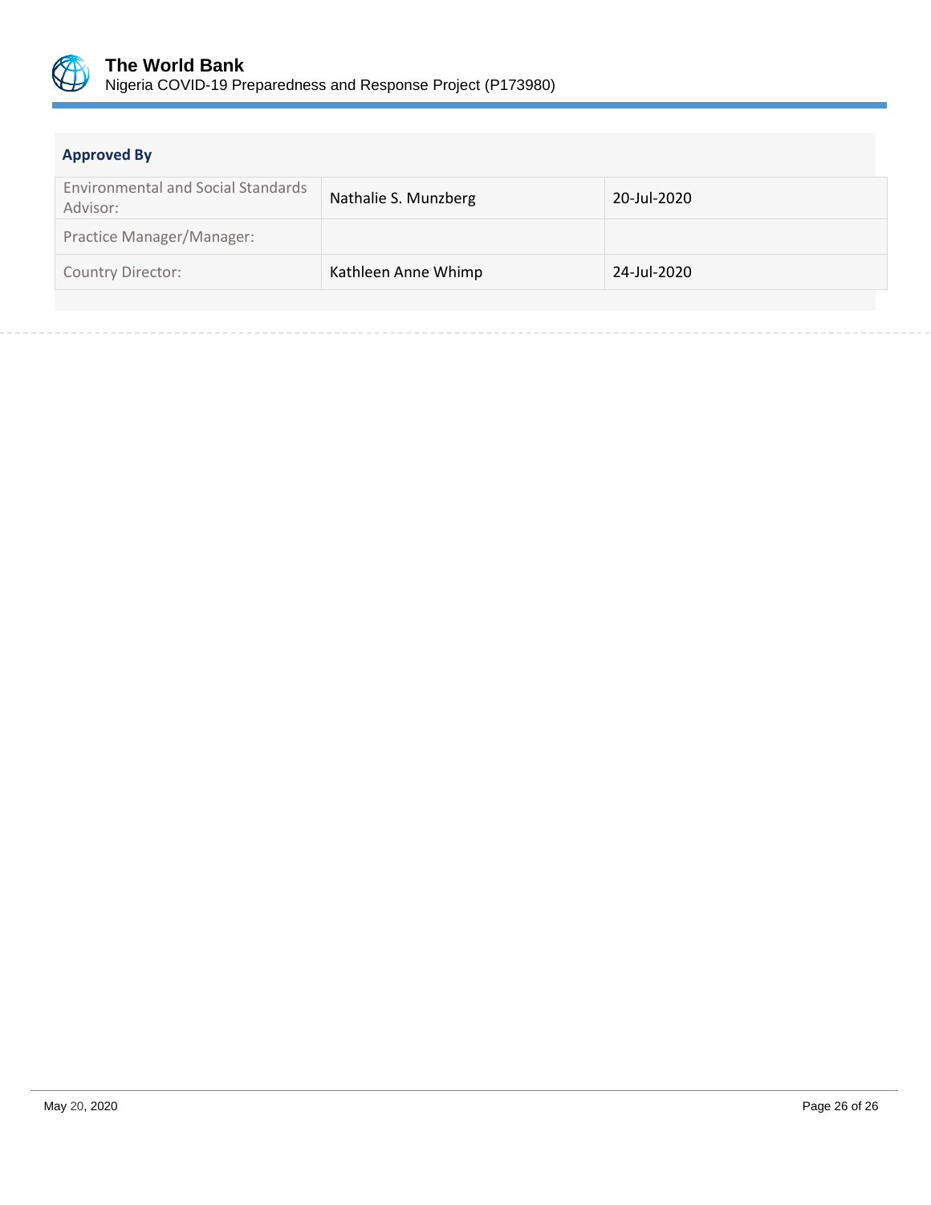## Approved By

| | | |
|---|---|---|
| Environmental and Social Standards Advisor: | Nathalie S. Munzberg | 20-Jul-2020 |
| Practice Manager/Manager: | | |
| Country Director: | Kathleen Anne Whimp | 24-Jul-2020 |